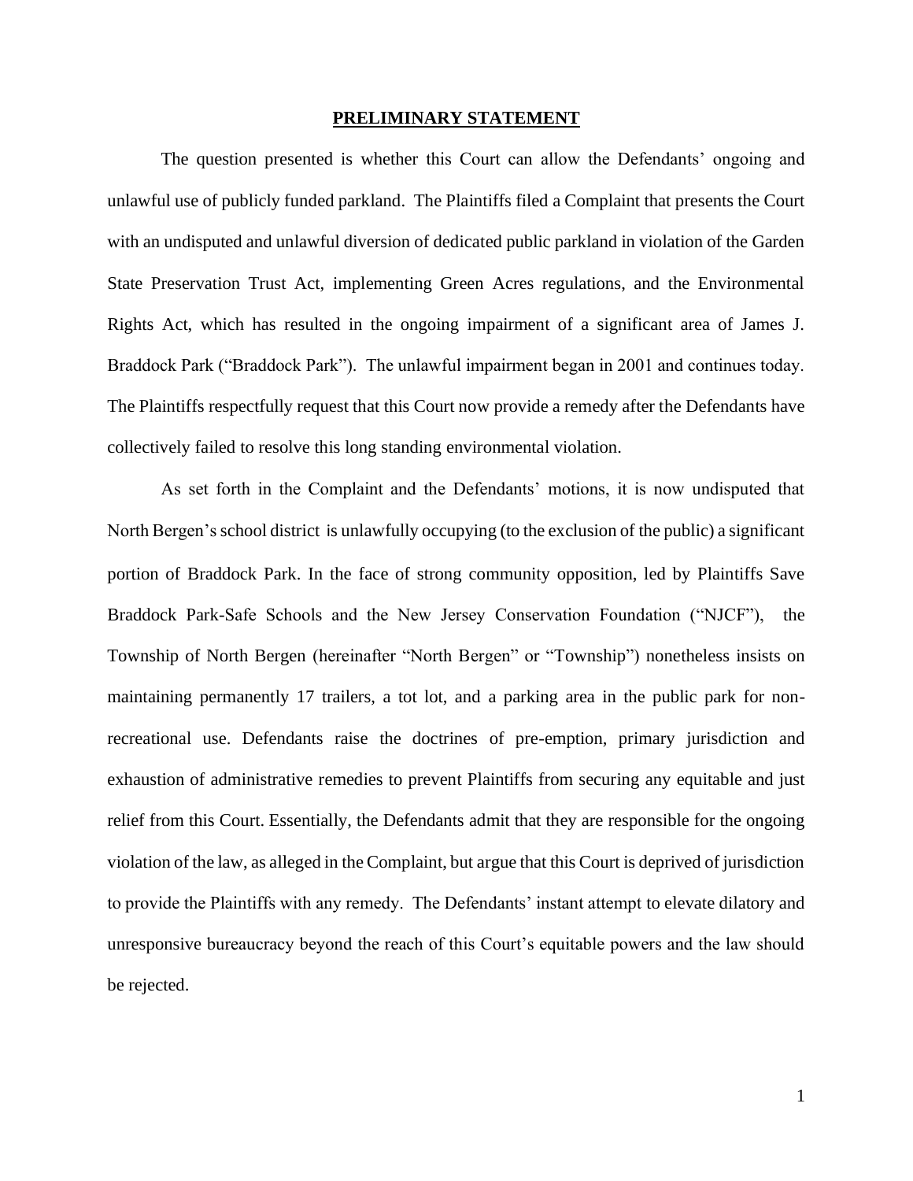# PRELIMINARY STATEMENT

The question presented is whether this Court can allow the Defendants' ongoing and unlawful use of publicly funded parkland. The Plaintiffs filed a Complaint that presents the Court with an undisputed and unlawful diversion of dedicated public parkland in violation of the Garden State Preservation Trust Act, implementing Green Acres regulations, and the Environmental Rights Act, which has resulted in the ongoing impairment of a significant area of James J. Braddock Park ("Braddock Park"). The unlawful impairment began in 2001 and continues today. The Plaintiffs respectfully request that this Court now provide a remedy after the Defendants have collectively failed to resolve this long standing environmental violation.

As set forth in the Complaint and the Defendants' motions, it is now undisputed that North Bergen's school district is unlawfully occupying (to the exclusion of the public) a significant portion of Braddock Park. In the face of strong community opposition, led by Plaintiffs Save Braddock Park-Safe Schools and the New Jersey Conservation Foundation ("NJCF"), the Township of North Bergen (hereinafter "North Bergen" or "Township") nonetheless insists on maintaining permanently 17 trailers, a tot lot, and a parking area in the public park for non-recreational use. Defendants raise the doctrines of pre-emption, primary jurisdiction and exhaustion of administrative remedies to prevent Plaintiffs from securing any equitable and just relief from this Court. Essentially, the Defendants admit that they are responsible for the ongoing violation of the law, as alleged in the Complaint, but argue that this Court is deprived of jurisdiction to provide the Plaintiffs with any remedy. The Defendants' instant attempt to elevate dilatory and unresponsive bureaucracy beyond the reach of this Court's equitable powers and the law should be rejected.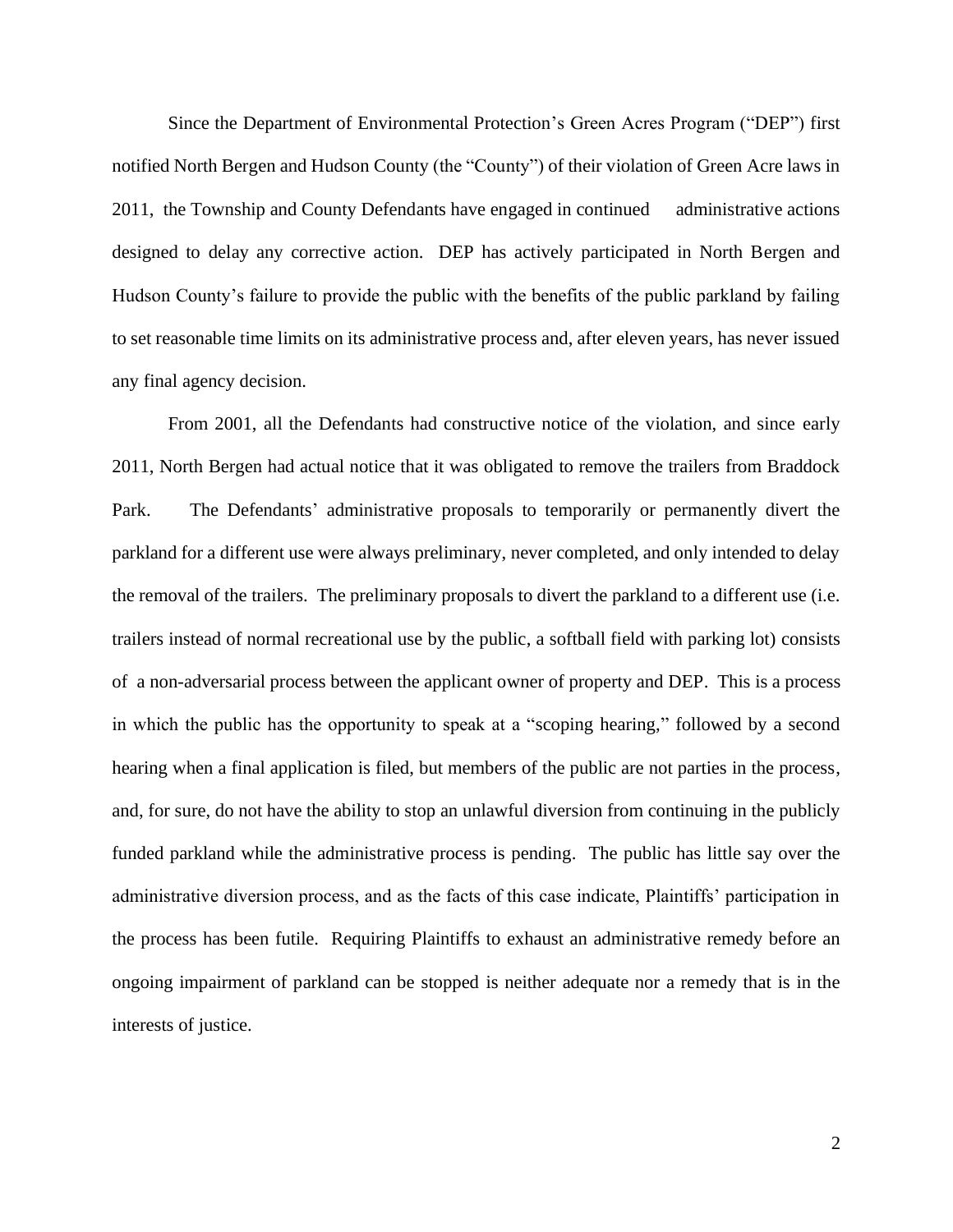Since the Department of Environmental Protection's Green Acres Program ("DEP") first notified North Bergen and Hudson County (the "County") of their violation of Green Acre laws in 2011, the Township and County Defendants have engaged in continued administrative actions designed to delay any corrective action. DEP has actively participated in North Bergen and Hudson County's failure to provide the public with the benefits of the public parkland by failing to set reasonable time limits on its administrative process and, after eleven years, has never issued any final agency decision.

From 2001, all the Defendants had constructive notice of the violation, and since early 2011, North Bergen had actual notice that it was obligated to remove the trailers from Braddock Park. The Defendants' administrative proposals to temporarily or permanently divert the parkland for a different use were always preliminary, never completed, and only intended to delay the removal of the trailers. The preliminary proposals to divert the parkland to a different use (i.e. trailers instead of normal recreational use by the public, a softball field with parking lot) consists of a non-adversarial process between the applicant owner of property and DEP. This is a process in which the public has the opportunity to speak at a "scoping hearing," followed by a second hearing when a final application is filed, but members of the public are not parties in the process, and, for sure, do not have the ability to stop an unlawful diversion from continuing in the publicly funded parkland while the administrative process is pending. The public has little say over the administrative diversion process, and as the facts of this case indicate, Plaintiffs' participation in the process has been futile. Requiring Plaintiffs to exhaust an administrative remedy before an ongoing impairment of parkland can be stopped is neither adequate nor a remedy that is in the interests of justice.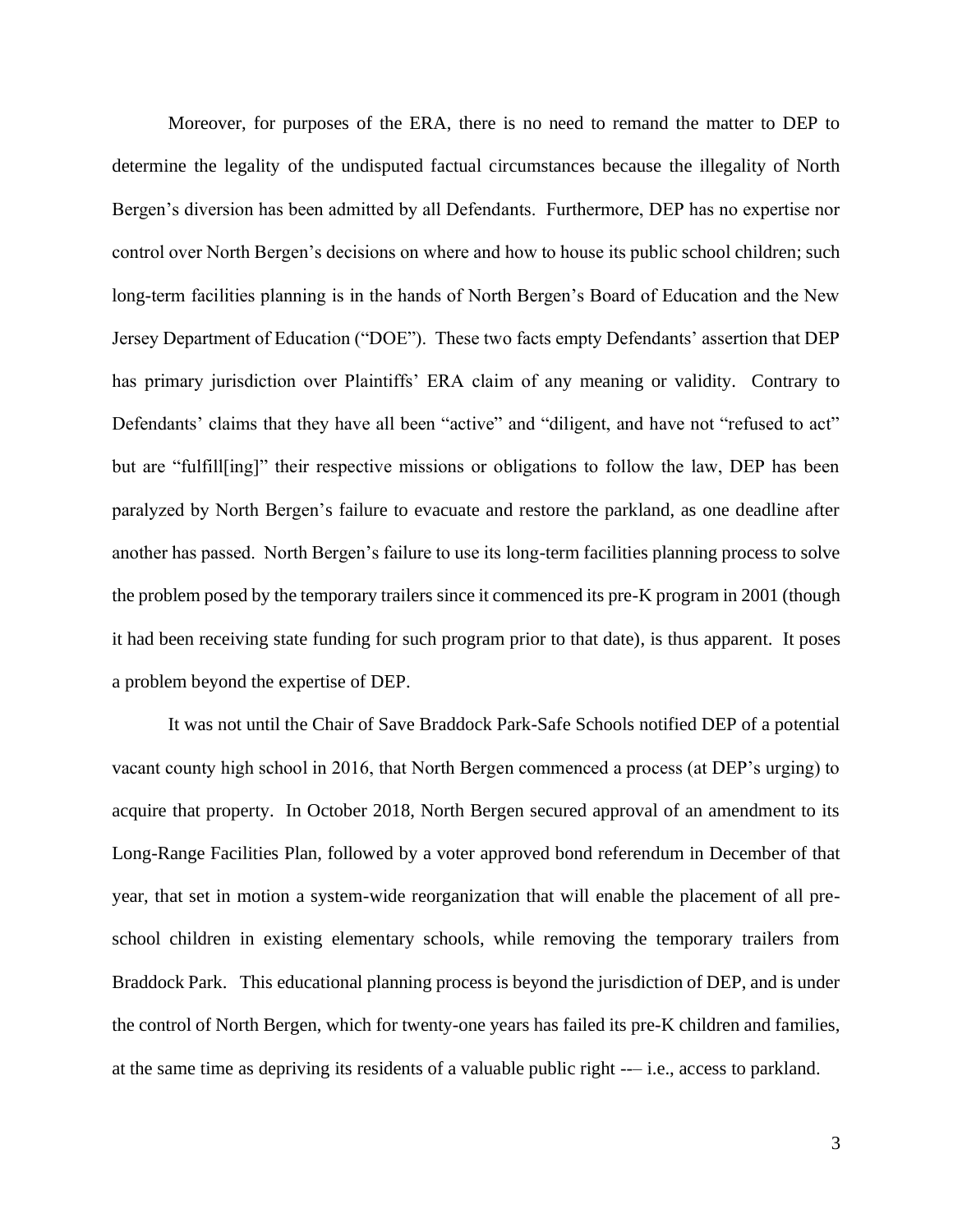Moreover, for purposes of the ERA, there is no need to remand the matter to DEP to determine the legality of the undisputed factual circumstances because the illegality of North Bergen's diversion has been admitted by all Defendants. Furthermore, DEP has no expertise nor control over North Bergen's decisions on where and how to house its public school children; such long-term facilities planning is in the hands of North Bergen's Board of Education and the New Jersey Department of Education ("DOE"). These two facts empty Defendants' assertion that DEP has primary jurisdiction over Plaintiffs' ERA claim of any meaning or validity. Contrary to Defendants' claims that they have all been "active" and "diligent, and have not "refused to act" but are "fulfill[ing]" their respective missions or obligations to follow the law, DEP has been paralyzed by North Bergen's failure to evacuate and restore the parkland, as one deadline after another has passed. North Bergen's failure to use its long-term facilities planning process to solve the problem posed by the temporary trailers since it commenced its pre-K program in 2001 (though it had been receiving state funding for such program prior to that date), is thus apparent. It poses a problem beyond the expertise of DEP.

It was not until the Chair of Save Braddock Park-Safe Schools notified DEP of a potential vacant county high school in 2016, that North Bergen commenced a process (at DEP's urging) to acquire that property. In October 2018, North Bergen secured approval of an amendment to its Long-Range Facilities Plan, followed by a voter approved bond referendum in December of that year, that set in motion a system-wide reorganization that will enable the placement of all pre-school children in existing elementary schools, while removing the temporary trailers from Braddock Park. This educational planning process is beyond the jurisdiction of DEP, and is under the control of North Bergen, which for twenty-one years has failed its pre-K children and families, at the same time as depriving its residents of a valuable public right -–– i.e., access to parkland.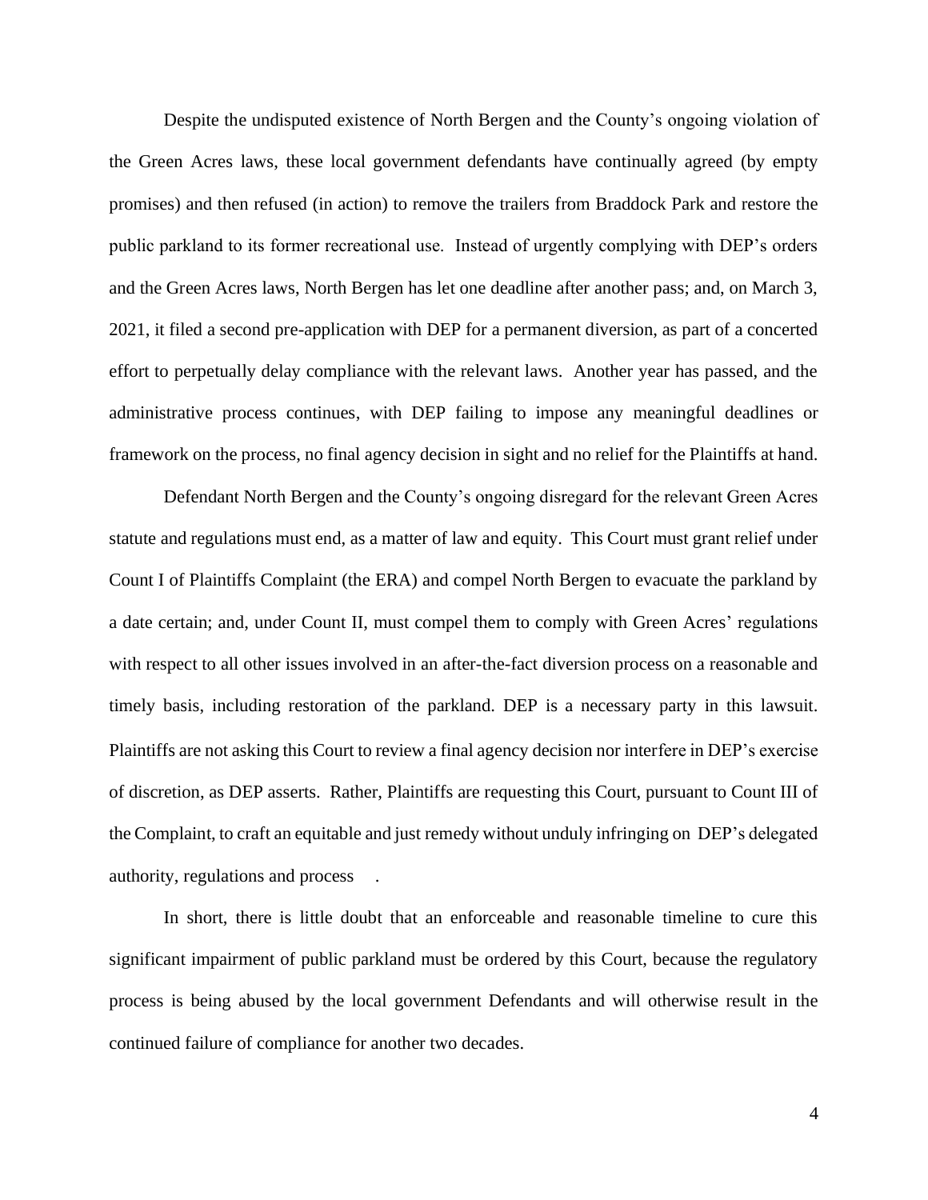Despite the undisputed existence of North Bergen and the County's ongoing violation of the Green Acres laws, these local government defendants have continually agreed (by empty promises) and then refused (in action) to remove the trailers from Braddock Park and restore the public parkland to its former recreational use. Instead of urgently complying with DEP's orders and the Green Acres laws, North Bergen has let one deadline after another pass; and, on March 3, 2021, it filed a second pre-application with DEP for a permanent diversion, as part of a concerted effort to perpetually delay compliance with the relevant laws. Another year has passed, and the administrative process continues, with DEP failing to impose any meaningful deadlines or framework on the process, no final agency decision in sight and no relief for the Plaintiffs at hand.

Defendant North Bergen and the County's ongoing disregard for the relevant Green Acres statute and regulations must end, as a matter of law and equity. This Court must grant relief under Count I of Plaintiffs Complaint (the ERA) and compel North Bergen to evacuate the parkland by a date certain; and, under Count II, must compel them to comply with Green Acres' regulations with respect to all other issues involved in an after-the-fact diversion process on a reasonable and timely basis, including restoration of the parkland. DEP is a necessary party in this lawsuit. Plaintiffs are not asking this Court to review a final agency decision nor interfere in DEP's exercise of discretion, as DEP asserts. Rather, Plaintiffs are requesting this Court, pursuant to Count III of the Complaint, to craft an equitable and just remedy without unduly infringing on DEP's delegated authority, regulations and process .

In short, there is little doubt that an enforceable and reasonable timeline to cure this significant impairment of public parkland must be ordered by this Court, because the regulatory process is being abused by the local government Defendants and will otherwise result in the continued failure of compliance for another two decades.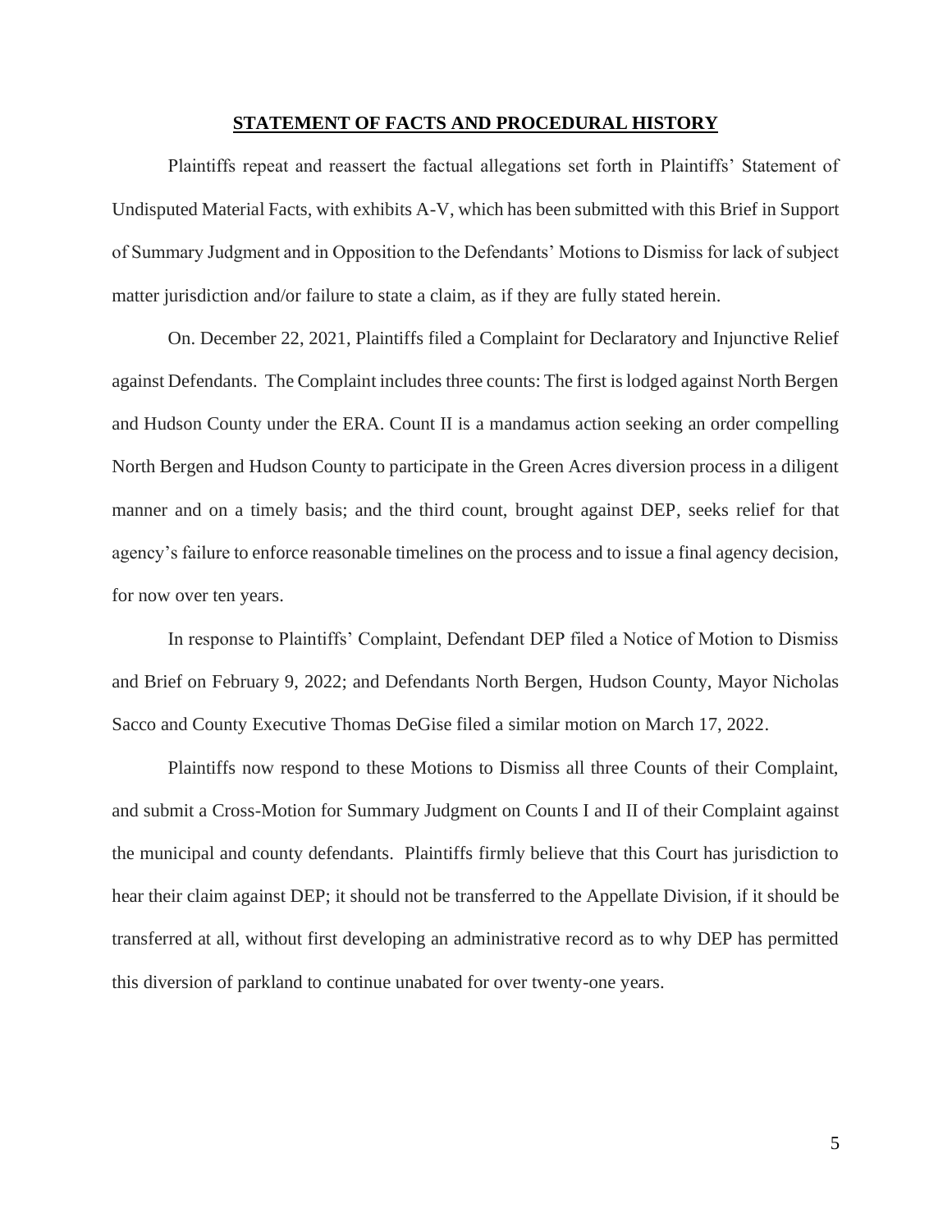## **STATEMENT OF FACTS AND PROCEDURAL HISTORY**

Plaintiffs repeat and reassert the factual allegations set forth in Plaintiffs' Statement of Undisputed Material Facts, with exhibits A-V, which has been submitted with this Brief in Support of Summary Judgment and in Opposition to the Defendants' Motions to Dismiss for lack of subject matter jurisdiction and/or failure to state a claim, as if they are fully stated herein.

On. December 22, 2021, Plaintiffs filed a Complaint for Declaratory and Injunctive Relief against Defendants. The Complaint includes three counts: The first is lodged against North Bergen and Hudson County under the ERA. Count II is a mandamus action seeking an order compelling North Bergen and Hudson County to participate in the Green Acres diversion process in a diligent manner and on a timely basis; and the third count, brought against DEP, seeks relief for that agency's failure to enforce reasonable timelines on the process and to issue a final agency decision, for now over ten years.

In response to Plaintiffs' Complaint, Defendant DEP filed a Notice of Motion to Dismiss and Brief on February 9, 2022; and Defendants North Bergen, Hudson County, Mayor Nicholas Sacco and County Executive Thomas DeGise filed a similar motion on March 17, 2022.

Plaintiffs now respond to these Motions to Dismiss all three Counts of their Complaint, and submit a Cross-Motion for Summary Judgment on Counts I and II of their Complaint against the municipal and county defendants. Plaintiffs firmly believe that this Court has jurisdiction to hear their claim against DEP; it should not be transferred to the Appellate Division, if it should be transferred at all, without first developing an administrative record as to why DEP has permitted this diversion of parkland to continue unabated for over twenty-one years.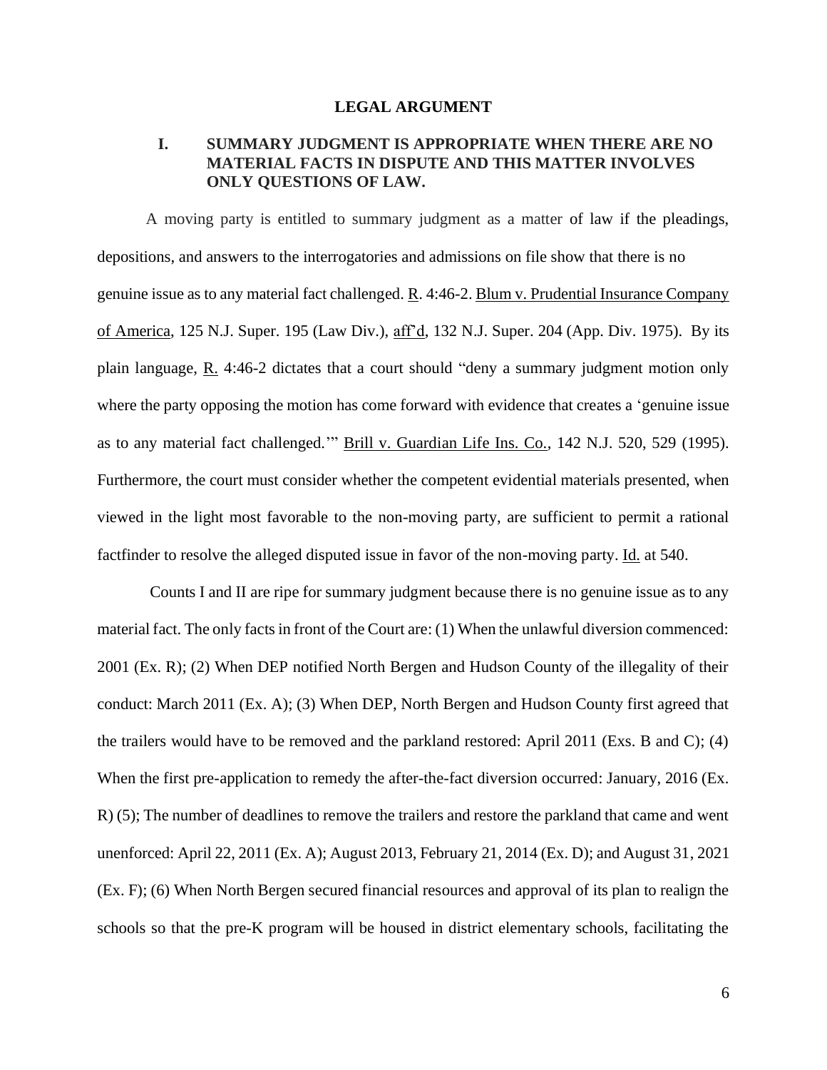## LEGAL ARGUMENT

### I. SUMMARY JUDGMENT IS APPROPRIATE WHEN THERE ARE NO MATERIAL FACTS IN DISPUTE AND THIS MATTER INVOLVES ONLY QUESTIONS OF LAW.

A moving party is entitled to summary judgment as a matter of law if the pleadings, depositions, and answers to the interrogatories and admissions on file show that there is no genuine issue as to any material fact challenged. R. 4:46-2. Blum v. Prudential Insurance Company of America, 125 N.J. Super. 195 (Law Div.), aff'd, 132 N.J. Super. 204 (App. Div. 1975). By its plain language, R. 4:46-2 dictates that a court should "deny a summary judgment motion only where the party opposing the motion has come forward with evidence that creates a 'genuine issue as to any material fact challenged.'" Brill v. Guardian Life Ins. Co., 142 N.J. 520, 529 (1995). Furthermore, the court must consider whether the competent evidential materials presented, when viewed in the light most favorable to the non-moving party, are sufficient to permit a rational factfinder to resolve the alleged disputed issue in favor of the non-moving party. Id. at 540.

Counts I and II are ripe for summary judgment because there is no genuine issue as to any material fact. The only facts in front of the Court are: (1) When the unlawful diversion commenced: 2001 (Ex. R); (2) When DEP notified North Bergen and Hudson County of the illegality of their conduct: March 2011 (Ex. A); (3) When DEP, North Bergen and Hudson County first agreed that the trailers would have to be removed and the parkland restored: April 2011 (Exs. B and C); (4) When the first pre-application to remedy the after-the-fact diversion occurred: January, 2016 (Ex. R) (5); The number of deadlines to remove the trailers and restore the parkland that came and went unenforced: April 22, 2011 (Ex. A); August 2013, February 21, 2014 (Ex. D); and August 31, 2021 (Ex. F); (6) When North Bergen secured financial resources and approval of its plan to realign the schools so that the pre-K program will be housed in district elementary schools, facilitating the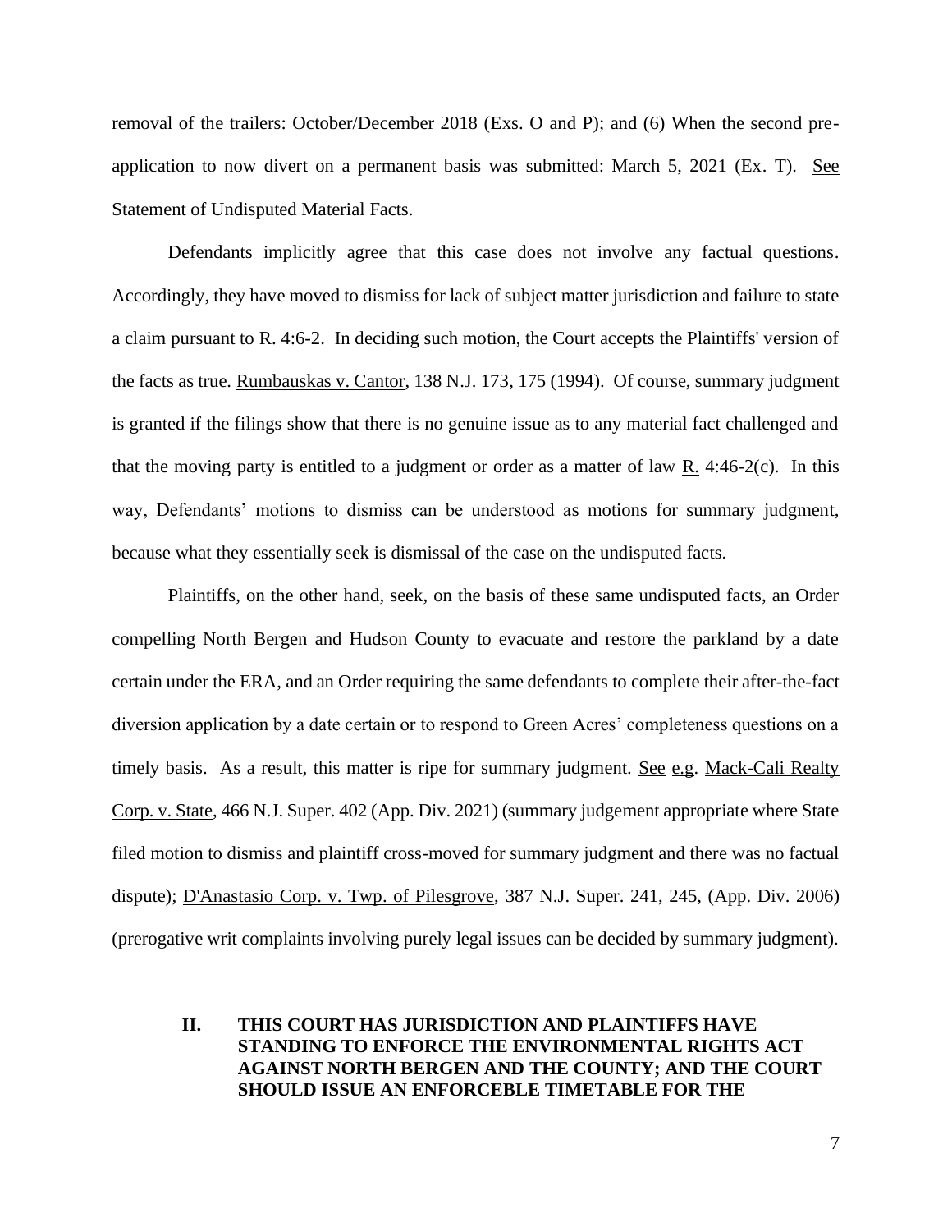removal of the trailers: October/December 2018 (Exs. O and P); and (6) When the second pre-application to now divert on a permanent basis was submitted: March 5, 2021 (Ex. T). See Statement of Undisputed Material Facts.

Defendants implicitly agree that this case does not involve any factual questions. Accordingly, they have moved to dismiss for lack of subject matter jurisdiction and failure to state a claim pursuant to R. 4:6-2. In deciding such motion, the Court accepts the Plaintiffs' version of the facts as true. Rumbauskas v. Cantor, 138 N.J. 173, 175 (1994). Of course, summary judgment is granted if the filings show that there is no genuine issue as to any material fact challenged and that the moving party is entitled to a judgment or order as a matter of law R. 4:46-2(c). In this way, Defendants' motions to dismiss can be understood as motions for summary judgment, because what they essentially seek is dismissal of the case on the undisputed facts.

Plaintiffs, on the other hand, seek, on the basis of these same undisputed facts, an Order compelling North Bergen and Hudson County to evacuate and restore the parkland by a date certain under the ERA, and an Order requiring the same defendants to complete their after-the-fact diversion application by a date certain or to respond to Green Acres' completeness questions on a timely basis. As a result, this matter is ripe for summary judgment. See e.g. Mack-Cali Realty Corp. v. State, 466 N.J. Super. 402 (App. Div. 2021) (summary judgement appropriate where State filed motion to dismiss and plaintiff cross-moved for summary judgment and there was no factual dispute); D'Anastasio Corp. v. Twp. of Pilesgrove, 387 N.J. Super. 241, 245, (App. Div. 2006) (prerogative writ complaints involving purely legal issues can be decided by summary judgment).

## II. THIS COURT HAS JURISDICTION AND PLAINTIFFS HAVE STANDING TO ENFORCE THE ENVIRONMENTAL RIGHTS ACT AGAINST NORTH BERGEN AND THE COUNTY; AND THE COURT SHOULD ISSUE AN ENFORCEBLE TIMETABLE FOR THE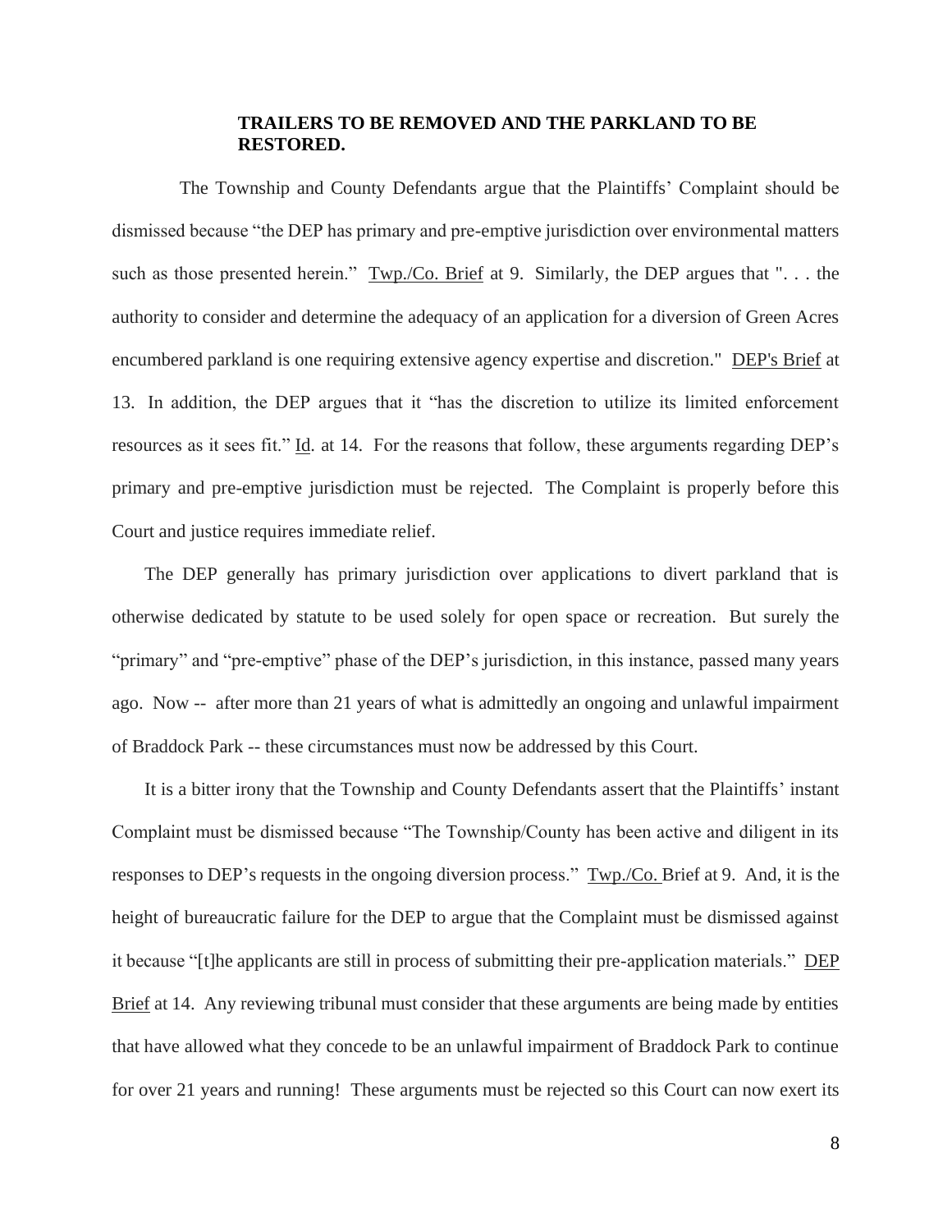**TRAILERS TO BE REMOVED AND THE PARKLAND TO BE RESTORED.**

The Township and County Defendants argue that the Plaintiffs' Complaint should be dismissed because "the DEP has primary and pre-emptive jurisdiction over environmental matters such as those presented herein." Twp./Co. Brief at 9. Similarly, the DEP argues that ". . . the authority to consider and determine the adequacy of an application for a diversion of Green Acres encumbered parkland is one requiring extensive agency expertise and discretion." DEP's Brief at 13. In addition, the DEP argues that it "has the discretion to utilize its limited enforcement resources as it sees fit." Id. at 14. For the reasons that follow, these arguments regarding DEP's primary and pre-emptive jurisdiction must be rejected. The Complaint is properly before this Court and justice requires immediate relief.

The DEP generally has primary jurisdiction over applications to divert parkland that is otherwise dedicated by statute to be used solely for open space or recreation. But surely the "primary" and "pre-emptive" phase of the DEP's jurisdiction, in this instance, passed many years ago. Now -- after more than 21 years of what is admittedly an ongoing and unlawful impairment of Braddock Park -- these circumstances must now be addressed by this Court.

It is a bitter irony that the Township and County Defendants assert that the Plaintiffs' instant Complaint must be dismissed because "The Township/County has been active and diligent in its responses to DEP's requests in the ongoing diversion process." Twp./Co. Brief at 9. And, it is the height of bureaucratic failure for the DEP to argue that the Complaint must be dismissed against it because "[t]he applicants are still in process of submitting their pre-application materials." DEP Brief at 14. Any reviewing tribunal must consider that these arguments are being made by entities that have allowed what they concede to be an unlawful impairment of Braddock Park to continue for over 21 years and running! These arguments must be rejected so this Court can now exert its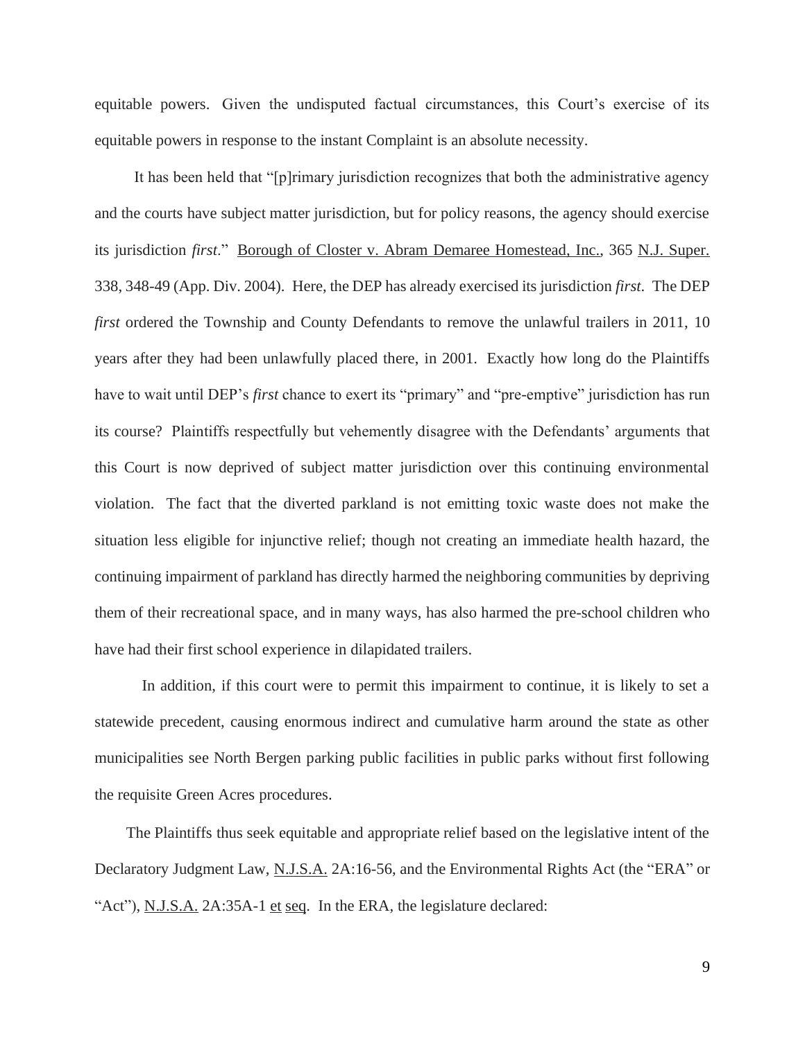equitable powers. Given the undisputed factual circumstances, this Court's exercise of its equitable powers in response to the instant Complaint is an absolute necessity.

It has been held that "[p]rimary jurisdiction recognizes that both the administrative agency and the courts have subject matter jurisdiction, but for policy reasons, the agency should exercise its jurisdiction *first*." Borough of Closter v. Abram Demaree Homestead, Inc., 365 N.J. Super. 338, 348-49 (App. Div. 2004). Here, the DEP has already exercised its jurisdiction *first*. The DEP *first* ordered the Township and County Defendants to remove the unlawful trailers in 2011, 10 years after they had been unlawfully placed there, in 2001. Exactly how long do the Plaintiffs have to wait until DEP's *first* chance to exert its "primary" and "pre-emptive" jurisdiction has run its course? Plaintiffs respectfully but vehemently disagree with the Defendants' arguments that this Court is now deprived of subject matter jurisdiction over this continuing environmental violation. The fact that the diverted parkland is not emitting toxic waste does not make the situation less eligible for injunctive relief; though not creating an immediate health hazard, the continuing impairment of parkland has directly harmed the neighboring communities by depriving them of their recreational space, and in many ways, has also harmed the pre-school children who have had their first school experience in dilapidated trailers.

In addition, if this court were to permit this impairment to continue, it is likely to set a statewide precedent, causing enormous indirect and cumulative harm around the state as other municipalities see North Bergen parking public facilities in public parks without first following the requisite Green Acres procedures.

The Plaintiffs thus seek equitable and appropriate relief based on the legislative intent of the Declaratory Judgment Law, N.J.S.A. 2A:16-56, and the Environmental Rights Act (the "ERA" or "Act"), N.J.S.A. 2A:35A-1 et seq. In the ERA, the legislature declared: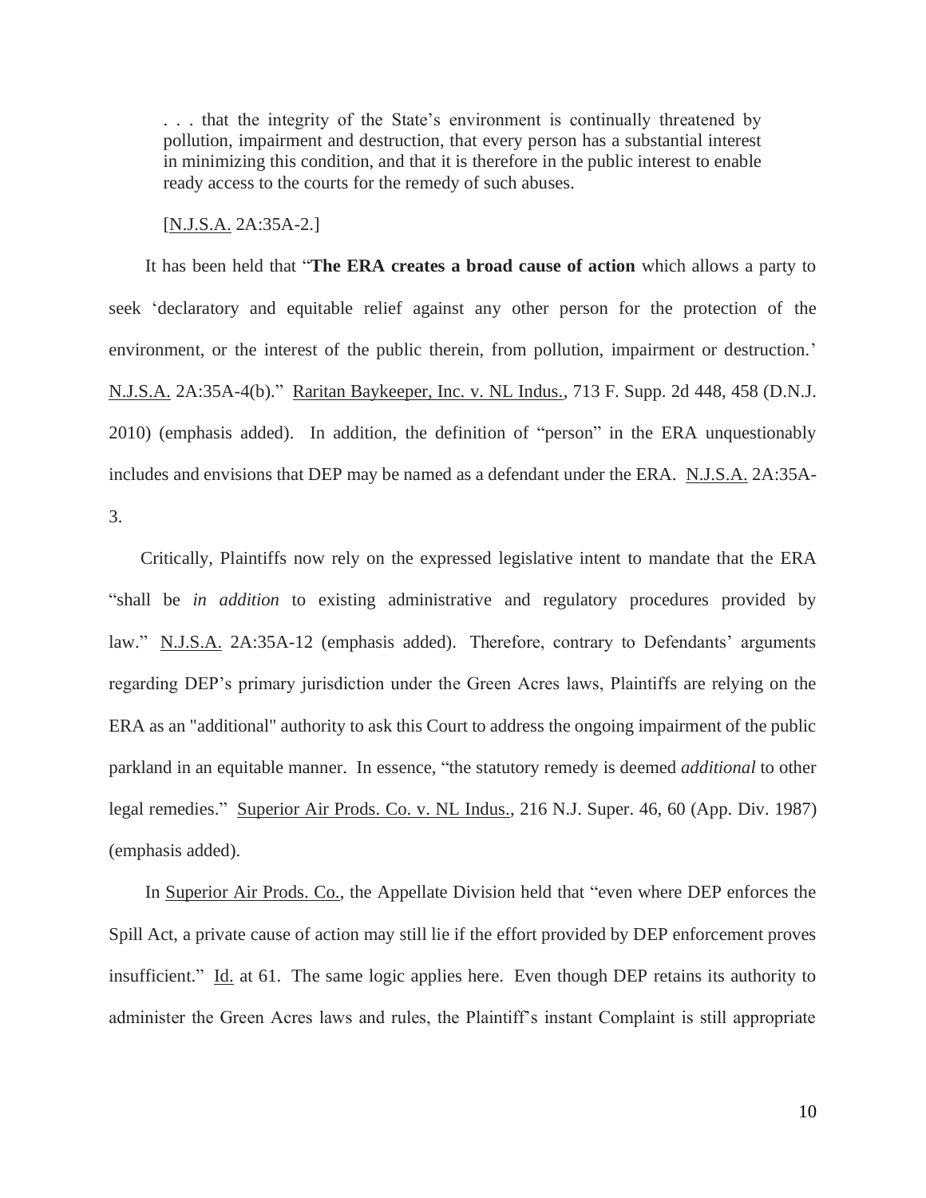> . . . that the integrity of the State's environment is continually threatened by pollution, impairment and destruction, that every person has a substantial interest in minimizing this condition, and that it is therefore in the public interest to enable ready access to the courts for the remedy of such abuses.
>
> [N.J.S.A. 2A:35A-2.]

It has been held that "**The ERA creates a broad cause of action** which allows a party to seek 'declaratory and equitable relief against any other person for the protection of the environment, or the interest of the public therein, from pollution, impairment or destruction.' N.J.S.A. 2A:35A-4(b)." Raritan Baykeeper, Inc. v. NL Indus., 713 F. Supp. 2d 448, 458 (D.N.J. 2010) (emphasis added). In addition, the definition of "person" in the ERA unquestionably includes and envisions that DEP may be named as a defendant under the ERA. N.J.S.A. 2A:35A-3.

Critically, Plaintiffs now rely on the expressed legislative intent to mandate that the ERA "shall be *in addition* to existing administrative and regulatory procedures provided by law." N.J.S.A. 2A:35A-12 (emphasis added). Therefore, contrary to Defendants' arguments regarding DEP's primary jurisdiction under the Green Acres laws, Plaintiffs are relying on the ERA as an "additional" authority to ask this Court to address the ongoing impairment of the public parkland in an equitable manner. In essence, "the statutory remedy is deemed *additional* to other legal remedies." Superior Air Prods. Co. v. NL Indus., 216 N.J. Super. 46, 60 (App. Div. 1987) (emphasis added).

In Superior Air Prods. Co., the Appellate Division held that "even where DEP enforces the Spill Act, a private cause of action may still lie if the effort provided by DEP enforcement proves insufficient." Id. at 61. The same logic applies here. Even though DEP retains its authority to administer the Green Acres laws and rules, the Plaintiff's instant Complaint is still appropriate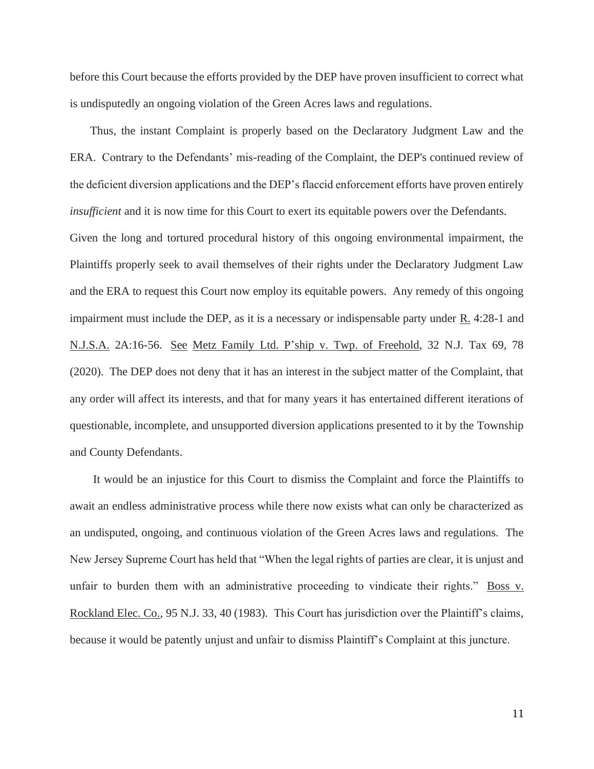before this Court because the efforts provided by the DEP have proven insufficient to correct what is undisputedly an ongoing violation of the Green Acres laws and regulations.

Thus, the instant Complaint is properly based on the Declaratory Judgment Law and the ERA. Contrary to the Defendants' mis-reading of the Complaint, the DEP's continued review of the deficient diversion applications and the DEP's flaccid enforcement efforts have proven entirely *insufficient* and it is now time for this Court to exert its equitable powers over the Defendants. Given the long and tortured procedural history of this ongoing environmental impairment, the Plaintiffs properly seek to avail themselves of their rights under the Declaratory Judgment Law and the ERA to request this Court now employ its equitable powers. Any remedy of this ongoing impairment must include the DEP, as it is a necessary or indispensable party under R. 4:28-1 and N.J.S.A. 2A:16-56. See Metz Family Ltd. P'ship v. Twp. of Freehold, 32 N.J. Tax 69, 78 (2020). The DEP does not deny that it has an interest in the subject matter of the Complaint, that any order will affect its interests, and that for many years it has entertained different iterations of questionable, incomplete, and unsupported diversion applications presented to it by the Township and County Defendants.

It would be an injustice for this Court to dismiss the Complaint and force the Plaintiffs to await an endless administrative process while there now exists what can only be characterized as an undisputed, ongoing, and continuous violation of the Green Acres laws and regulations. The New Jersey Supreme Court has held that "When the legal rights of parties are clear, it is unjust and unfair to burden them with an administrative proceeding to vindicate their rights." Boss v. Rockland Elec. Co., 95 N.J. 33, 40 (1983). This Court has jurisdiction over the Plaintiff's claims, because it would be patently unjust and unfair to dismiss Plaintiff's Complaint at this juncture.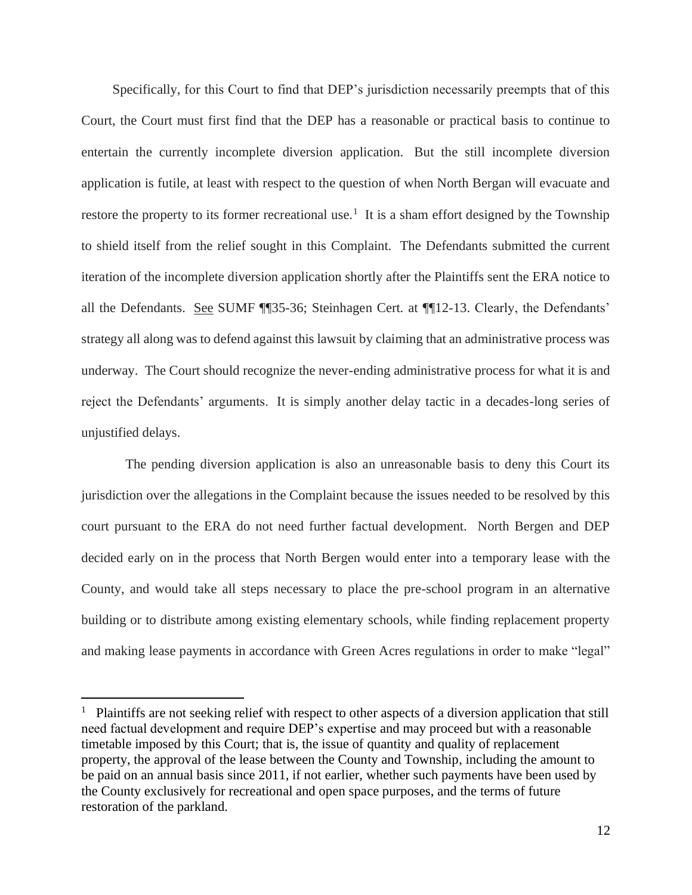Specifically, for this Court to find that DEP's jurisdiction necessarily preempts that of this Court, the Court must first find that the DEP has a reasonable or practical basis to continue to entertain the currently incomplete diversion application. But the still incomplete diversion application is futile, at least with respect to the question of when North Bergan will evacuate and restore the property to its former recreational use.[1] It is a sham effort designed by the Township to shield itself from the relief sought in this Complaint. The Defendants submitted the current iteration of the incomplete diversion application shortly after the Plaintiffs sent the ERA notice to all the Defendants. See SUMF ¶¶35-36; Steinhagen Cert. at ¶¶12-13. Clearly, the Defendants' strategy all along was to defend against this lawsuit by claiming that an administrative process was underway. The Court should recognize the never-ending administrative process for what it is and reject the Defendants' arguments. It is simply another delay tactic in a decades-long series of unjustified delays.

The pending diversion application is also an unreasonable basis to deny this Court its jurisdiction over the allegations in the Complaint because the issues needed to be resolved by this court pursuant to the ERA do not need further factual development. North Bergen and DEP decided early on in the process that North Bergen would enter into a temporary lease with the County, and would take all steps necessary to place the pre-school program in an alternative building or to distribute among existing elementary schools, while finding replacement property and making lease payments in accordance with Green Acres regulations in order to make "legal"

[1] Plaintiffs are not seeking relief with respect to other aspects of a diversion application that still need factual development and require DEP's expertise and may proceed but with a reasonable timetable imposed by this Court; that is, the issue of quantity and quality of replacement property, the approval of the lease between the County and Township, including the amount to be paid on an annual basis since 2011, if not earlier, whether such payments have been used by the County exclusively for recreational and open space purposes, and the terms of future restoration of the parkland.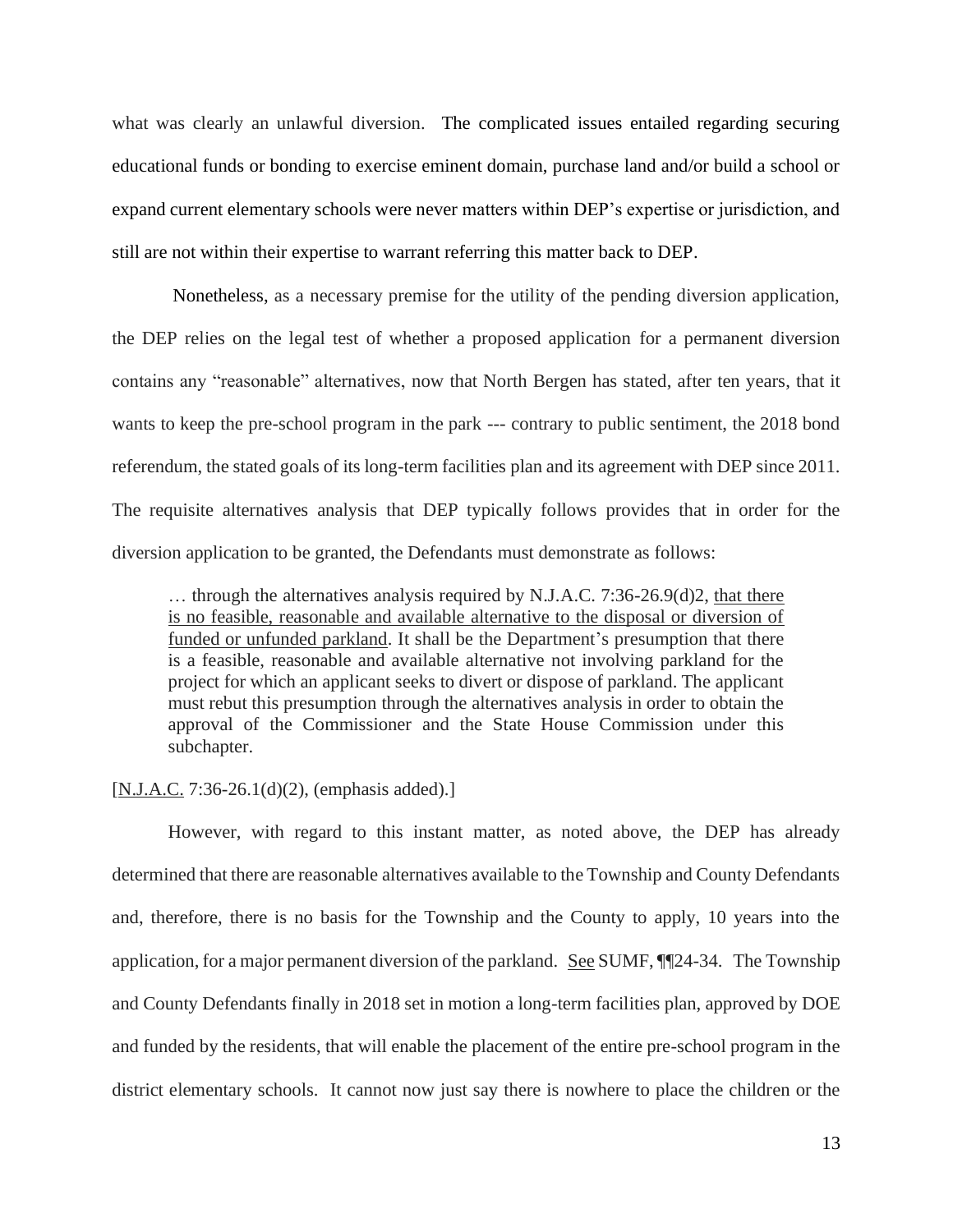what was clearly an unlawful diversion. The complicated issues entailed regarding securing educational funds or bonding to exercise eminent domain, purchase land and/or build a school or expand current elementary schools were never matters within DEP's expertise or jurisdiction, and still are not within their expertise to warrant referring this matter back to DEP.

Nonetheless, as a necessary premise for the utility of the pending diversion application, the DEP relies on the legal test of whether a proposed application for a permanent diversion contains any "reasonable" alternatives, now that North Bergen has stated, after ten years, that it wants to keep the pre-school program in the park --- contrary to public sentiment, the 2018 bond referendum, the stated goals of its long-term facilities plan and its agreement with DEP since 2011. The requisite alternatives analysis that DEP typically follows provides that in order for the diversion application to be granted, the Defendants must demonstrate as follows:

> … through the alternatives analysis required by N.J.A.C. 7:36-26.9(d)2, <u>that there is no feasible, reasonable and available alternative to the disposal or diversion of funded or unfunded parkland</u>. It shall be the Department's presumption that there is a feasible, reasonable and available alternative not involving parkland for the project for which an applicant seeks to divert or dispose of parkland. The applicant must rebut this presumption through the alternatives analysis in order to obtain the approval of the Commissioner and the State House Commission under this subchapter.

[<u>N.J.A.C.</u> 7:36-26.1(d)(2), (emphasis added).]

However, with regard to this instant matter, as noted above, the DEP has already determined that there are reasonable alternatives available to the Township and County Defendants and, therefore, there is no basis for the Township and the County to apply, 10 years into the application, for a major permanent diversion of the parkland. <u>See</u> SUMF, ¶¶24-34. The Township and County Defendants finally in 2018 set in motion a long-term facilities plan, approved by DOE and funded by the residents, that will enable the placement of the entire pre-school program in the district elementary schools. It cannot now just say there is nowhere to place the children or the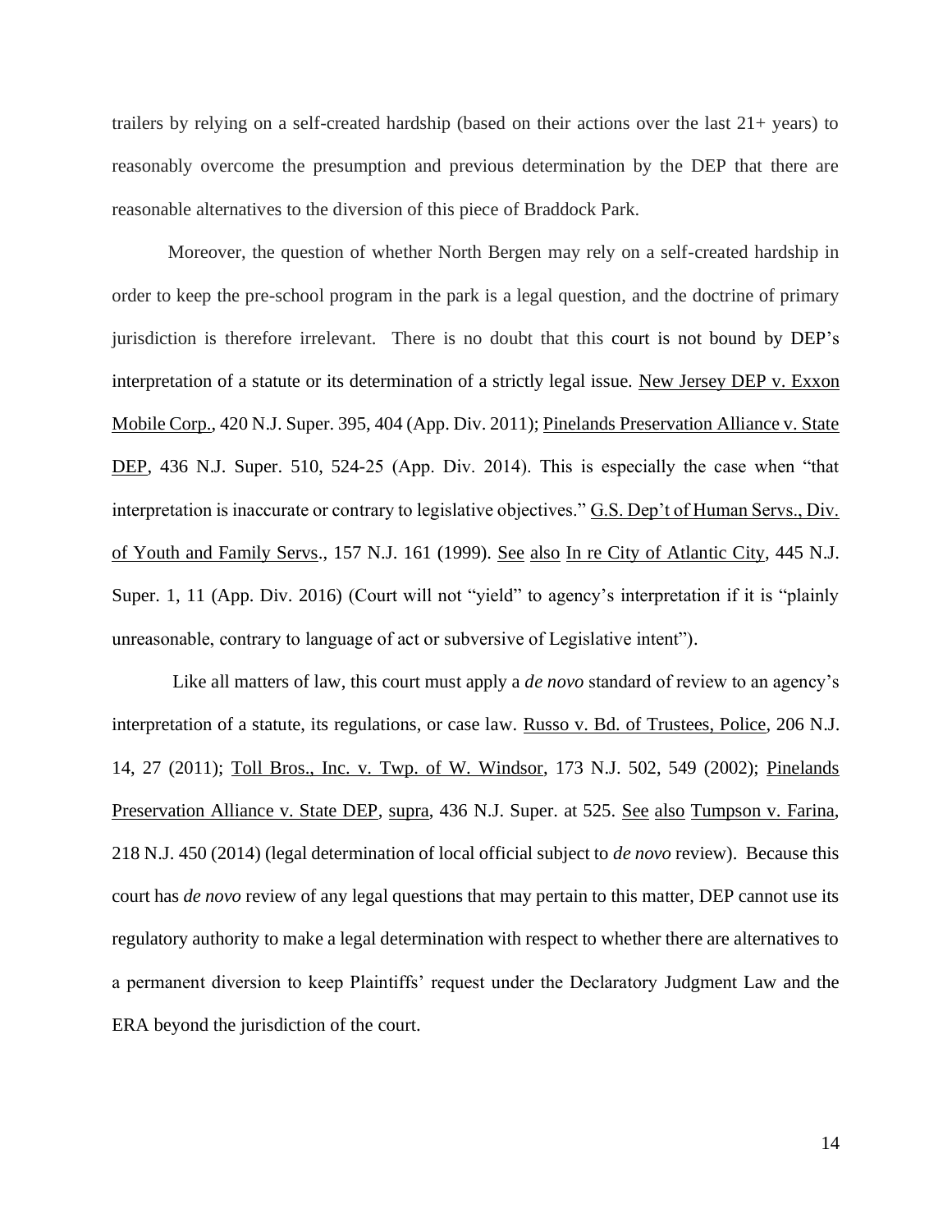trailers by relying on a self-created hardship (based on their actions over the last 21+ years) to reasonably overcome the presumption and previous determination by the DEP that there are reasonable alternatives to the diversion of this piece of Braddock Park.

Moreover, the question of whether North Bergen may rely on a self-created hardship in order to keep the pre-school program in the park is a legal question, and the doctrine of primary jurisdiction is therefore irrelevant. There is no doubt that this court is not bound by DEP's interpretation of a statute or its determination of a strictly legal issue. New Jersey DEP v. Exxon Mobile Corp., 420 N.J. Super. 395, 404 (App. Div. 2011); Pinelands Preservation Alliance v. State DEP, 436 N.J. Super. 510, 524-25 (App. Div. 2014). This is especially the case when "that interpretation is inaccurate or contrary to legislative objectives." G.S. Dep't of Human Servs., Div. of Youth and Family Servs., 157 N.J. 161 (1999). See also In re City of Atlantic City, 445 N.J. Super. 1, 11 (App. Div. 2016) (Court will not "yield" to agency's interpretation if it is "plainly unreasonable, contrary to language of act or subversive of Legislative intent").

Like all matters of law, this court must apply a *de novo* standard of review to an agency's interpretation of a statute, its regulations, or case law. Russo v. Bd. of Trustees, Police, 206 N.J. 14, 27 (2011); Toll Bros., Inc. v. Twp. of W. Windsor, 173 N.J. 502, 549 (2002); Pinelands Preservation Alliance v. State DEP, supra, 436 N.J. Super. at 525. See also Tumpson v. Farina, 218 N.J. 450 (2014) (legal determination of local official subject to *de novo* review). Because this court has *de novo* review of any legal questions that may pertain to this matter, DEP cannot use its regulatory authority to make a legal determination with respect to whether there are alternatives to a permanent diversion to keep Plaintiffs' request under the Declaratory Judgment Law and the ERA beyond the jurisdiction of the court.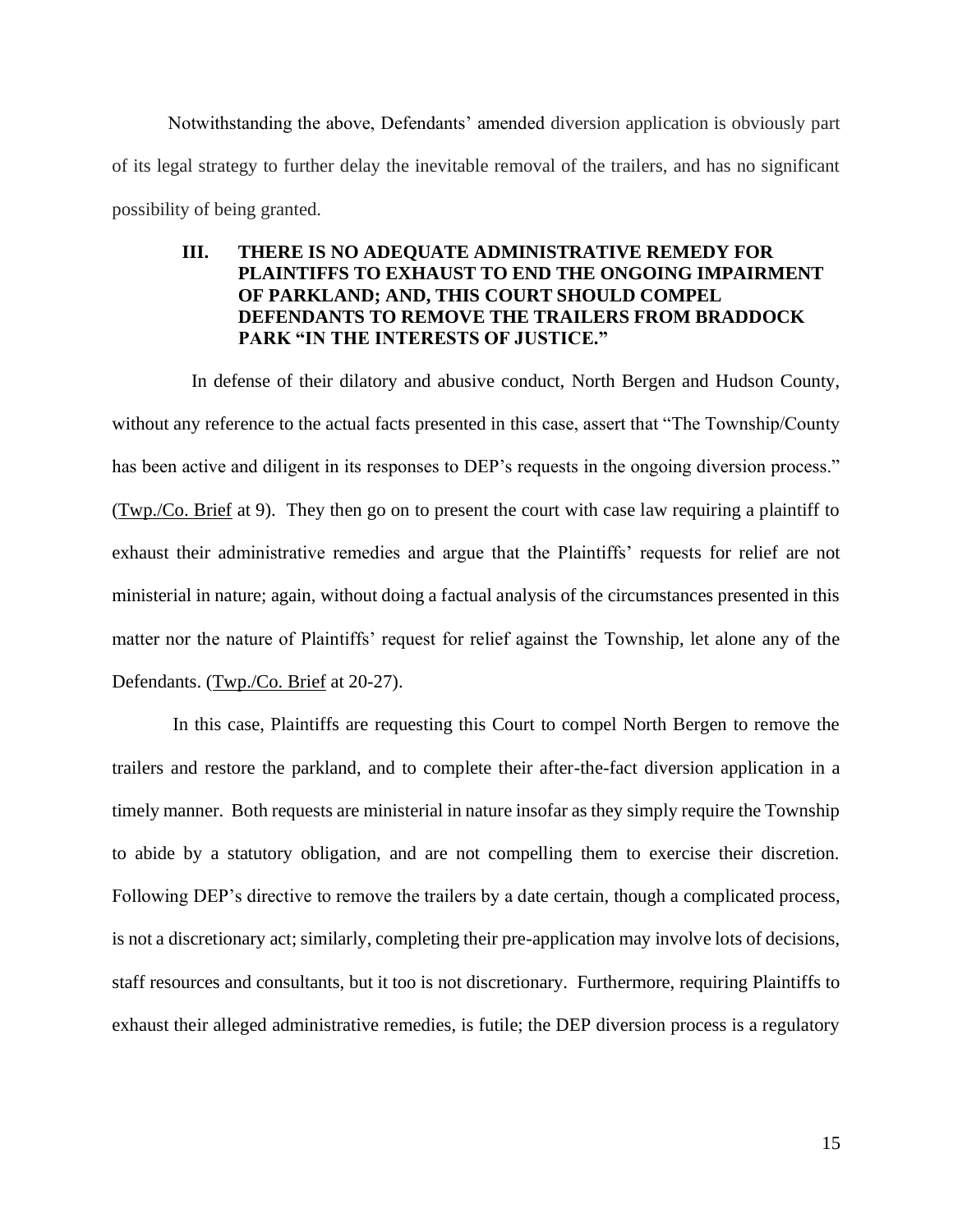Notwithstanding the above, Defendants' amended diversion application is obviously part of its legal strategy to further delay the inevitable removal of the trailers, and has no significant possibility of being granted.

## III. THERE IS NO ADEQUATE ADMINISTRATIVE REMEDY FOR PLAINTIFFS TO EXHAUST TO END THE ONGOING IMPAIRMENT OF PARKLAND; AND, THIS COURT SHOULD COMPEL DEFENDANTS TO REMOVE THE TRAILERS FROM BRADDOCK PARK "IN THE INTERESTS OF JUSTICE."

In defense of their dilatory and abusive conduct, North Bergen and Hudson County, without any reference to the actual facts presented in this case, assert that "The Township/County has been active and diligent in its responses to DEP's requests in the ongoing diversion process." (Twp./Co. Brief at 9). They then go on to present the court with case law requiring a plaintiff to exhaust their administrative remedies and argue that the Plaintiffs' requests for relief are not ministerial in nature; again, without doing a factual analysis of the circumstances presented in this matter nor the nature of Plaintiffs' request for relief against the Township, let alone any of the Defendants. (Twp./Co. Brief at 20-27).

In this case, Plaintiffs are requesting this Court to compel North Bergen to remove the trailers and restore the parkland, and to complete their after-the-fact diversion application in a timely manner. Both requests are ministerial in nature insofar as they simply require the Township to abide by a statutory obligation, and are not compelling them to exercise their discretion. Following DEP's directive to remove the trailers by a date certain, though a complicated process, is not a discretionary act; similarly, completing their pre-application may involve lots of decisions, staff resources and consultants, but it too is not discretionary. Furthermore, requiring Plaintiffs to exhaust their alleged administrative remedies, is futile; the DEP diversion process is a regulatory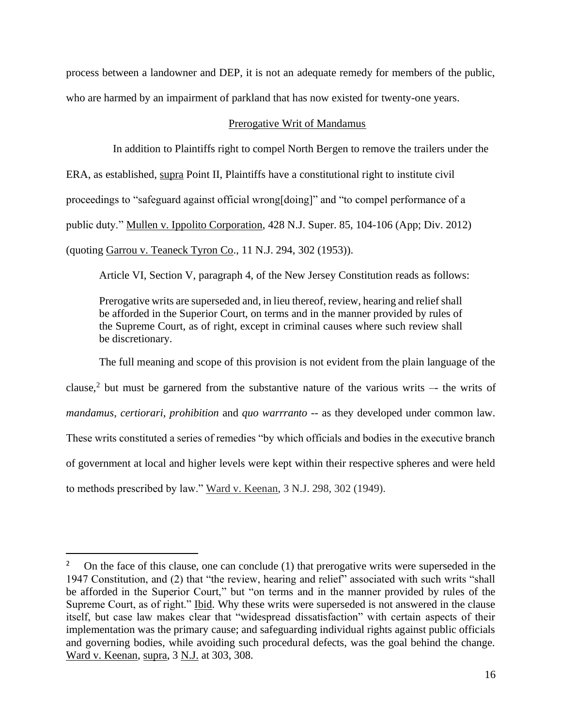process between a landowner and DEP, it is not an adequate remedy for members of the public, who are harmed by an impairment of parkland that has now existed for twenty-one years.

<u>Prerogative Writ of Mandamus</u>

In addition to Plaintiffs right to compel North Bergen to remove the trailers under the ERA, as established, <u>supra</u> Point II, Plaintiffs have a constitutional right to institute civil proceedings to "safeguard against official wrong[doing]" and "to compel performance of a public duty." <u>Mullen v. Ippolito Corporation</u>, 428 N.J. Super. 85, 104-106 (App; Div. 2012) (quoting <u>Garrou v. Teaneck Tyron Co</u>., 11 N.J. 294, 302 (1953)).

Article VI, Section V, paragraph 4, of the New Jersey Constitution reads as follows:

> Prerogative writs are superseded and, in lieu thereof, review, hearing and relief shall be afforded in the Superior Court, on terms and in the manner provided by rules of the Supreme Court, as of right, except in criminal causes where such review shall be discretionary.

The full meaning and scope of this provision is not evident from the plain language of the clause,[2] but must be garnered from the substantive nature of the various writs –- the writs of *mandamus*, *certiorari*, *prohibition* and *quo warrranto* -- as they developed under common law. These writs constituted a series of remedies "by which officials and bodies in the executive branch of government at local and higher levels were kept within their respective spheres and were held to methods prescribed by law." <u>Ward v. Keenan</u>, 3 N.J. 298, 302 (1949).

---

[2] On the face of this clause, one can conclude (1) that prerogative writs were superseded in the 1947 Constitution, and (2) that "the review, hearing and relief" associated with such writs "shall be afforded in the Superior Court," but "on terms and in the manner provided by rules of the Supreme Court, as of right." <u>Ibid</u>. Why these writs were superseded is not answered in the clause itself, but case law makes clear that "widespread dissatisfaction" with certain aspects of their implementation was the primary cause; and safeguarding individual rights against public officials and governing bodies, while avoiding such procedural defects, was the goal behind the change. <u>Ward v. Keenan</u>, <u>supra</u>, 3 <u>N.J.</u> at 303, 308.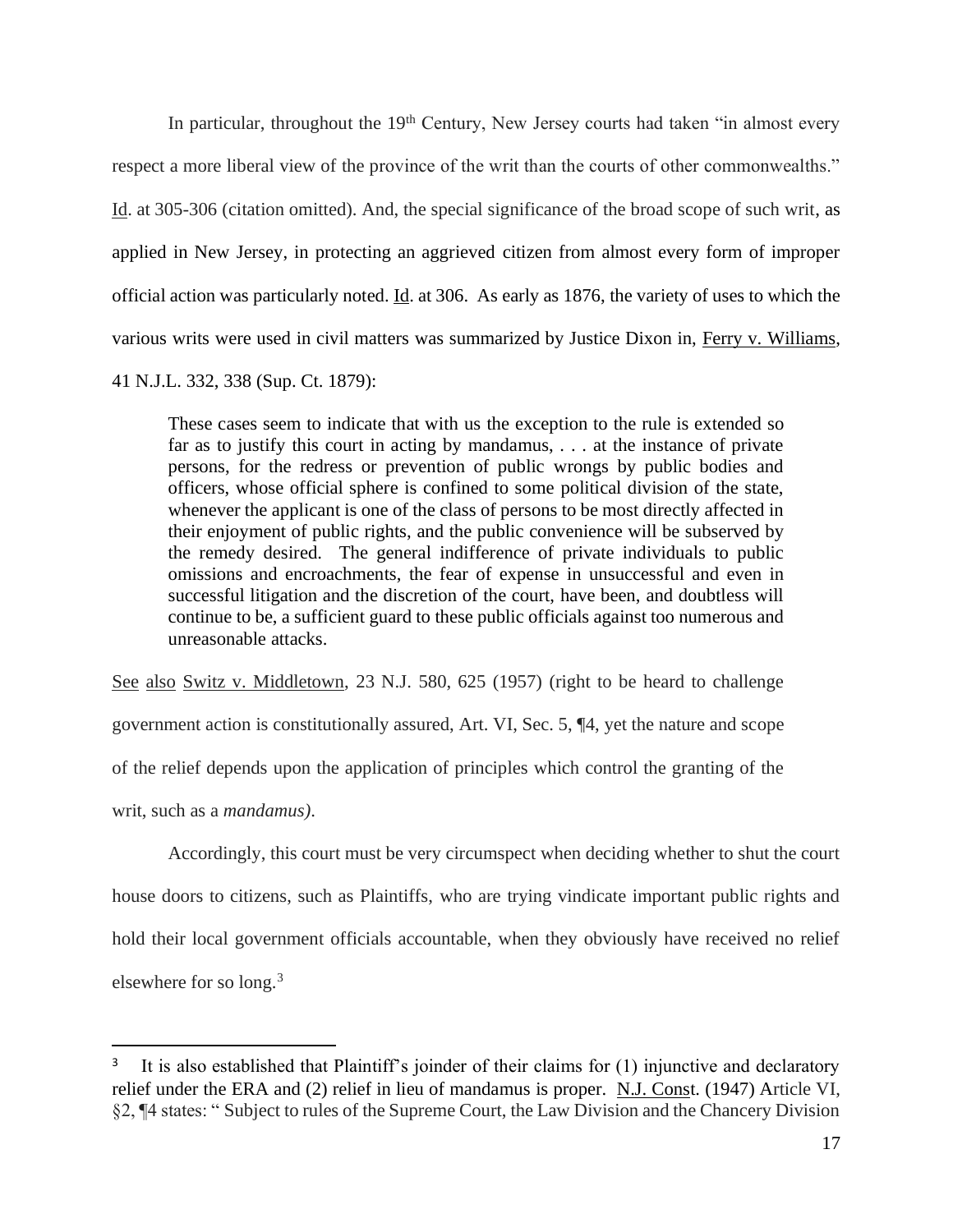In particular, throughout the 19th Century, New Jersey courts had taken "in almost every respect a more liberal view of the province of the writ than the courts of other commonwealths." Id. at 305-306 (citation omitted). And, the special significance of the broad scope of such writ, as applied in New Jersey, in protecting an aggrieved citizen from almost every form of improper official action was particularly noted. Id. at 306. As early as 1876, the variety of uses to which the various writs were used in civil matters was summarized by Justice Dixon in, Ferry v. Williams, 41 N.J.L. 332, 338 (Sup. Ct. 1879):

> These cases seem to indicate that with us the exception to the rule is extended so far as to justify this court in acting by mandamus, . . . at the instance of private persons, for the redress or prevention of public wrongs by public bodies and officers, whose official sphere is confined to some political division of the state, whenever the applicant is one of the class of persons to be most directly affected in their enjoyment of public rights, and the public convenience will be subserved by the remedy desired. The general indifference of private individuals to public omissions and encroachments, the fear of expense in unsuccessful and even in successful litigation and the discretion of the court, have been, and doubtless will continue to be, a sufficient guard to these public officials against too numerous and unreasonable attacks.

See also Switz v. Middletown, 23 N.J. 580, 625 (1957) (right to be heard to challenge government action is constitutionally assured, Art. VI, Sec. 5, ¶4, yet the nature and scope of the relief depends upon the application of principles which control the granting of the writ, such as a *mandamus)*.

Accordingly, this court must be very circumspect when deciding whether to shut the court house doors to citizens, such as Plaintiffs, who are trying vindicate important public rights and hold their local government officials accountable, when they obviously have received no relief elsewhere for so long.[3]

[3] It is also established that Plaintiff's joinder of their claims for (1) injunctive and declaratory relief under the ERA and (2) relief in lieu of mandamus is proper. N.J. Const. (1947) Article VI, §2, ¶4 states: " Subject to rules of the Supreme Court, the Law Division and the Chancery Division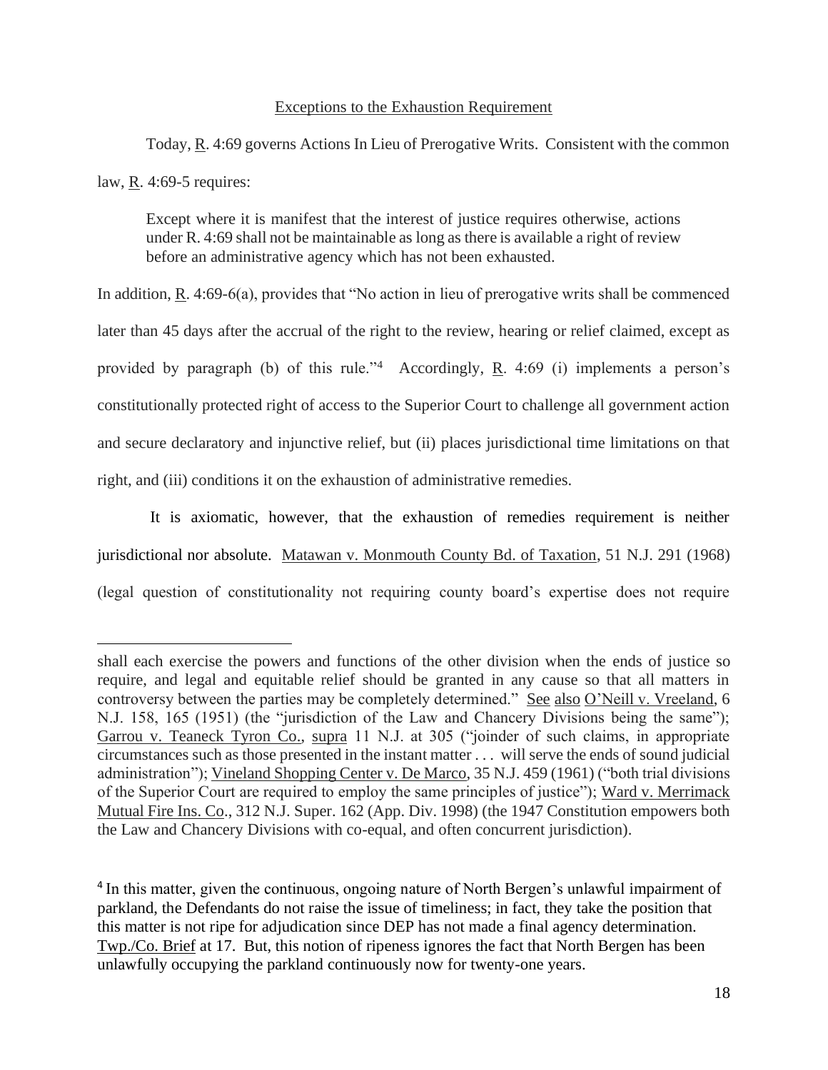Exceptions to the Exhaustion Requirement

Today, R. 4:69 governs Actions In Lieu of Prerogative Writs. Consistent with the common law, R. 4:69-5 requires:

> Except where it is manifest that the interest of justice requires otherwise, actions under R. 4:69 shall not be maintainable as long as there is available a right of review before an administrative agency which has not been exhausted.

In addition, R. 4:69-6(a), provides that "No action in lieu of prerogative writs shall be commenced later than 45 days after the accrual of the right to the review, hearing or relief claimed, except as provided by paragraph (b) of this rule."[4] Accordingly, R. 4:69 (i) implements a person's constitutionally protected right of access to the Superior Court to challenge all government action and secure declaratory and injunctive relief, but (ii) places jurisdictional time limitations on that right, and (iii) conditions it on the exhaustion of administrative remedies.

It is axiomatic, however, that the exhaustion of remedies requirement is neither jurisdictional nor absolute. Matawan v. Monmouth County Bd. of Taxation, 51 N.J. 291 (1968) (legal question of constitutionality not requiring county board's expertise does not require

---

shall each exercise the powers and functions of the other division when the ends of justice so require, and legal and equitable relief should be granted in any cause so that all matters in controversy between the parties may be completely determined." See also O'Neill v. Vreeland, 6 N.J. 158, 165 (1951) (the "jurisdiction of the Law and Chancery Divisions being the same"); Garrou v. Teaneck Tyron Co., supra 11 N.J. at 305 ("joinder of such claims, in appropriate circumstances such as those presented in the instant matter . . . will serve the ends of sound judicial administration"); Vineland Shopping Center v. De Marco, 35 N.J. 459 (1961) ("both trial divisions of the Superior Court are required to employ the same principles of justice"); Ward v. Merrimack Mutual Fire Ins. Co., 312 N.J. Super. 162 (App. Div. 1998) (the 1947 Constitution empowers both the Law and Chancery Divisions with co-equal, and often concurrent jurisdiction).

[4] In this matter, given the continuous, ongoing nature of North Bergen's unlawful impairment of parkland, the Defendants do not raise the issue of timeliness; in fact, they take the position that this matter is not ripe for adjudication since DEP has not made a final agency determination. Twp./Co. Brief at 17. But, this notion of ripeness ignores the fact that North Bergen has been unlawfully occupying the parkland continuously now for twenty-one years.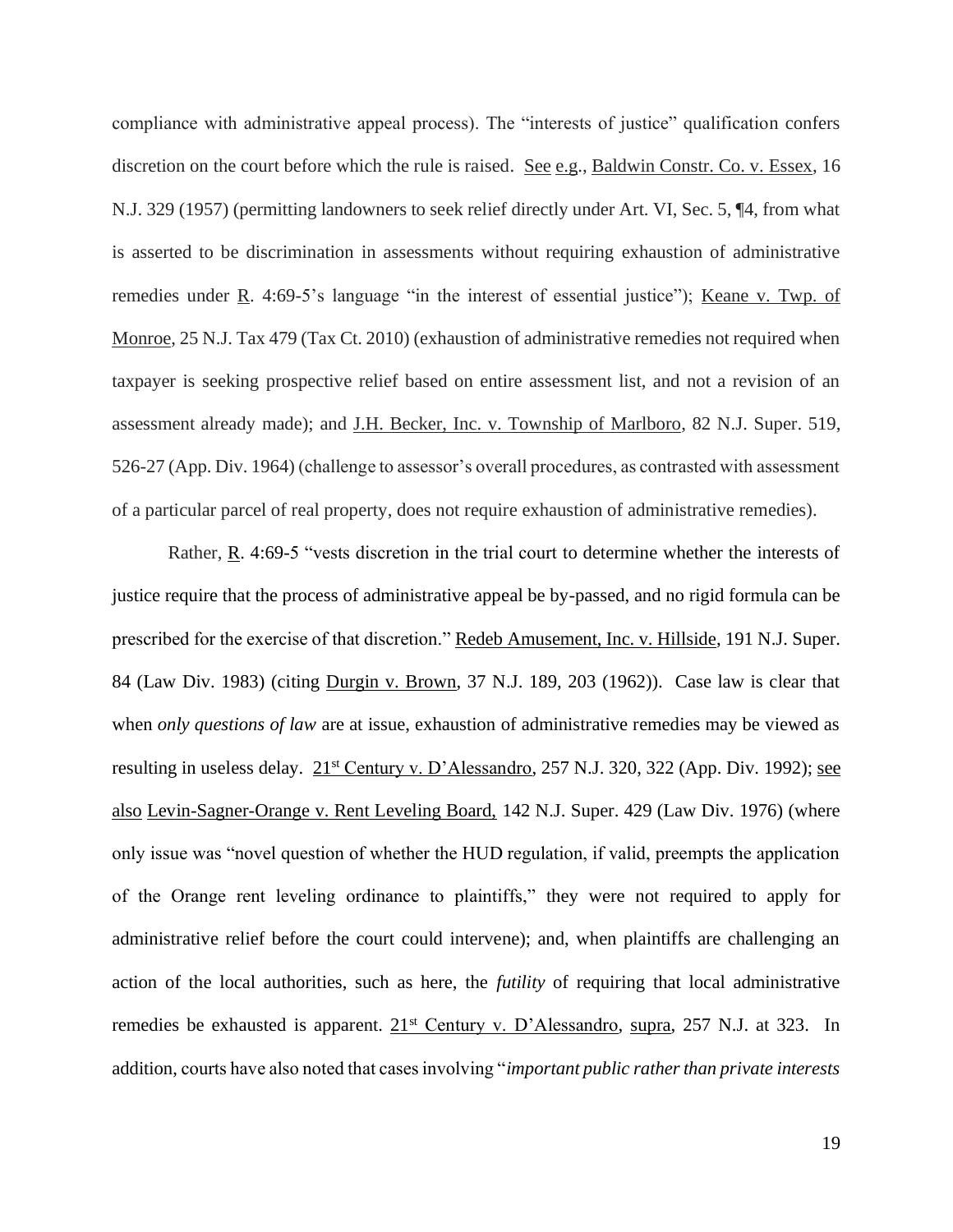compliance with administrative appeal process). The "interests of justice" qualification confers discretion on the court before which the rule is raised. See e.g., Baldwin Constr. Co. v. Essex, 16 N.J. 329 (1957) (permitting landowners to seek relief directly under Art. VI, Sec. 5, ¶4, from what is asserted to be discrimination in assessments without requiring exhaustion of administrative remedies under R. 4:69-5's language "in the interest of essential justice"); Keane v. Twp. of Monroe, 25 N.J. Tax 479 (Tax Ct. 2010) (exhaustion of administrative remedies not required when taxpayer is seeking prospective relief based on entire assessment list, and not a revision of an assessment already made); and J.H. Becker, Inc. v. Township of Marlboro, 82 N.J. Super. 519, 526-27 (App. Div. 1964) (challenge to assessor's overall procedures, as contrasted with assessment of a particular parcel of real property, does not require exhaustion of administrative remedies).

Rather, R. 4:69-5 "vests discretion in the trial court to determine whether the interests of justice require that the process of administrative appeal be by-passed, and no rigid formula can be prescribed for the exercise of that discretion." Redeb Amusement, Inc. v. Hillside, 191 N.J. Super. 84 (Law Div. 1983) (citing Durgin v. Brown, 37 N.J. 189, 203 (1962)). Case law is clear that when *only questions of law* are at issue, exhaustion of administrative remedies may be viewed as resulting in useless delay. 21st Century v. D'Alessandro, 257 N.J. 320, 322 (App. Div. 1992); see also Levin-Sagner-Orange v. Rent Leveling Board, 142 N.J. Super. 429 (Law Div. 1976) (where only issue was "novel question of whether the HUD regulation, if valid, preempts the application of the Orange rent leveling ordinance to plaintiffs," they were not required to apply for administrative relief before the court could intervene); and, when plaintiffs are challenging an action of the local authorities, such as here, the *futility* of requiring that local administrative remedies be exhausted is apparent. 21st Century v. D'Alessandro, supra, 257 N.J. at 323. In addition, courts have also noted that cases involving "*important public rather than private interests*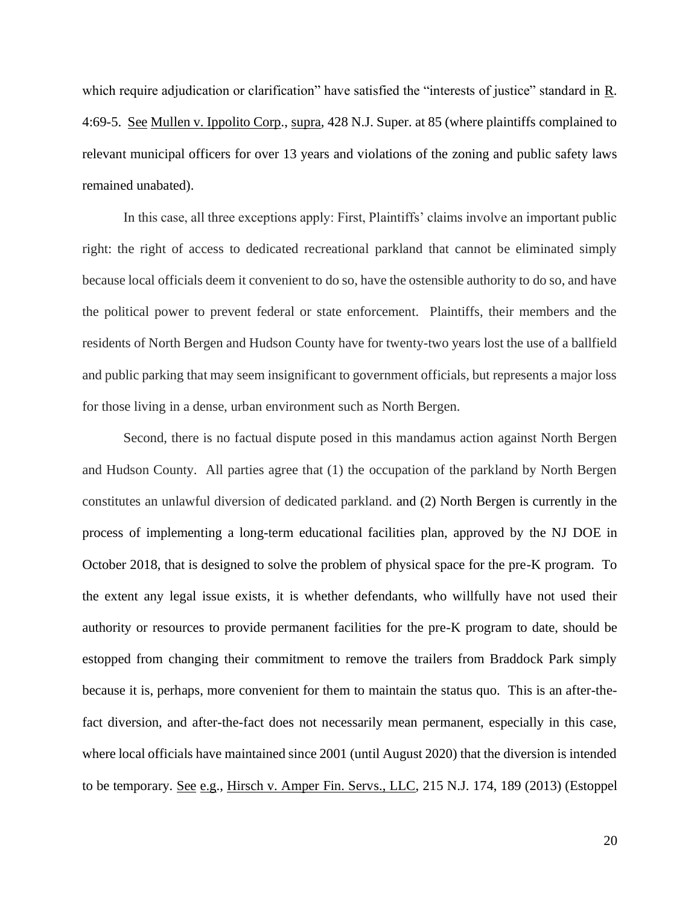which require adjudication or clarification" have satisfied the "interests of justice" standard in R. 4:69-5. See Mullen v. Ippolito Corp., supra, 428 N.J. Super. at 85 (where plaintiffs complained to relevant municipal officers for over 13 years and violations of the zoning and public safety laws remained unabated).

In this case, all three exceptions apply: First, Plaintiffs' claims involve an important public right: the right of access to dedicated recreational parkland that cannot be eliminated simply because local officials deem it convenient to do so, have the ostensible authority to do so, and have the political power to prevent federal or state enforcement. Plaintiffs, their members and the residents of North Bergen and Hudson County have for twenty-two years lost the use of a ballfield and public parking that may seem insignificant to government officials, but represents a major loss for those living in a dense, urban environment such as North Bergen.

Second, there is no factual dispute posed in this mandamus action against North Bergen and Hudson County. All parties agree that (1) the occupation of the parkland by North Bergen constitutes an unlawful diversion of dedicated parkland. and (2) North Bergen is currently in the process of implementing a long-term educational facilities plan, approved by the NJ DOE in October 2018, that is designed to solve the problem of physical space for the pre-K program. To the extent any legal issue exists, it is whether defendants, who willfully have not used their authority or resources to provide permanent facilities for the pre-K program to date, should be estopped from changing their commitment to remove the trailers from Braddock Park simply because it is, perhaps, more convenient for them to maintain the status quo. This is an after-the-fact diversion, and after-the-fact does not necessarily mean permanent, especially in this case, where local officials have maintained since 2001 (until August 2020) that the diversion is intended to be temporary. See e.g., Hirsch v. Amper Fin. Servs., LLC, 215 N.J. 174, 189 (2013) (Estoppel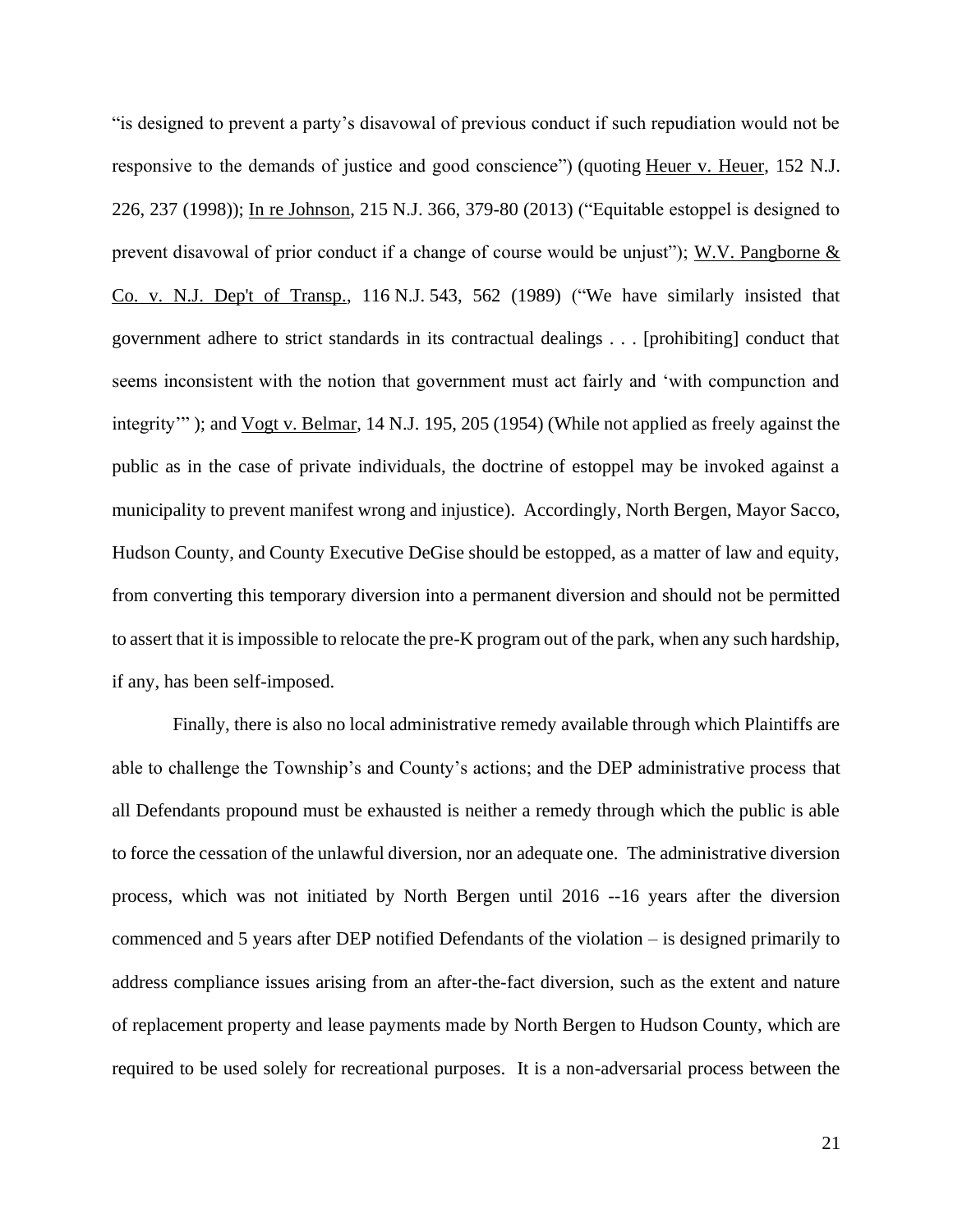"is designed to prevent a party's disavowal of previous conduct if such repudiation would not be responsive to the demands of justice and good conscience") (quoting Heuer v. Heuer, 152 N.J. 226, 237 (1998)); In re Johnson, 215 N.J. 366, 379-80 (2013) ("Equitable estoppel is designed to prevent disavowal of prior conduct if a change of course would be unjust"); W.V. Pangborne & Co. v. N.J. Dep't of Transp., 116 N.J. 543, 562 (1989) ("We have similarly insisted that government adhere to strict standards in its contractual dealings . . . [prohibiting] conduct that seems inconsistent with the notion that government must act fairly and 'with compunction and integrity'" ); and Vogt v. Belmar, 14 N.J. 195, 205 (1954) (While not applied as freely against the public as in the case of private individuals, the doctrine of estoppel may be invoked against a municipality to prevent manifest wrong and injustice). Accordingly, North Bergen, Mayor Sacco, Hudson County, and County Executive DeGise should be estopped, as a matter of law and equity, from converting this temporary diversion into a permanent diversion and should not be permitted to assert that it is impossible to relocate the pre-K program out of the park, when any such hardship, if any, has been self-imposed.

Finally, there is also no local administrative remedy available through which Plaintiffs are able to challenge the Township's and County's actions; and the DEP administrative process that all Defendants propound must be exhausted is neither a remedy through which the public is able to force the cessation of the unlawful diversion, nor an adequate one. The administrative diversion process, which was not initiated by North Bergen until 2016 --16 years after the diversion commenced and 5 years after DEP notified Defendants of the violation – is designed primarily to address compliance issues arising from an after-the-fact diversion, such as the extent and nature of replacement property and lease payments made by North Bergen to Hudson County, which are required to be used solely for recreational purposes. It is a non-adversarial process between the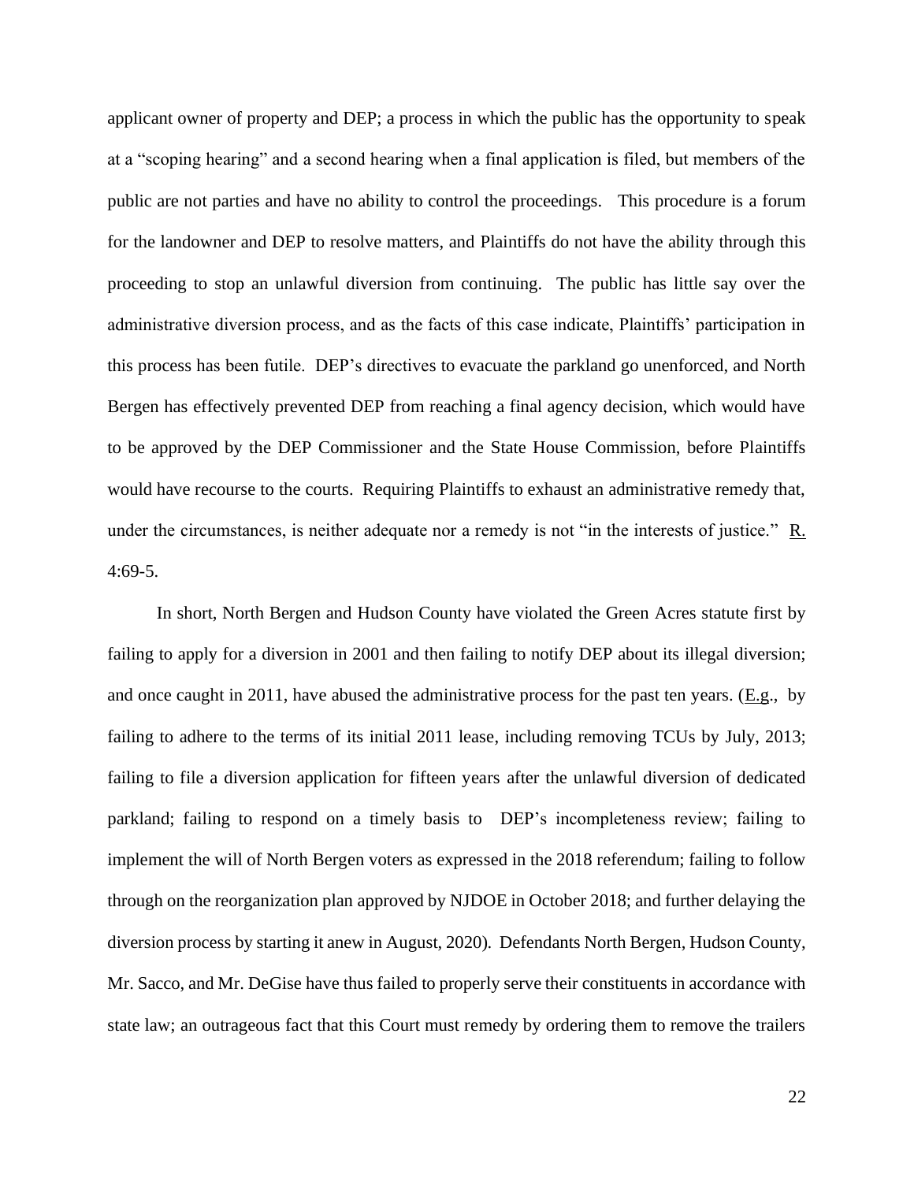applicant owner of property and DEP; a process in which the public has the opportunity to speak at a "scoping hearing" and a second hearing when a final application is filed, but members of the public are not parties and have no ability to control the proceedings. This procedure is a forum for the landowner and DEP to resolve matters, and Plaintiffs do not have the ability through this proceeding to stop an unlawful diversion from continuing. The public has little say over the administrative diversion process, and as the facts of this case indicate, Plaintiffs' participation in this process has been futile. DEP's directives to evacuate the parkland go unenforced, and North Bergen has effectively prevented DEP from reaching a final agency decision, which would have to be approved by the DEP Commissioner and the State House Commission, before Plaintiffs would have recourse to the courts. Requiring Plaintiffs to exhaust an administrative remedy that, under the circumstances, is neither adequate nor a remedy is not "in the interests of justice." R. 4:69-5.

In short, North Bergen and Hudson County have violated the Green Acres statute first by failing to apply for a diversion in 2001 and then failing to notify DEP about its illegal diversion; and once caught in 2011, have abused the administrative process for the past ten years. (E.g., by failing to adhere to the terms of its initial 2011 lease, including removing TCUs by July, 2013; failing to file a diversion application for fifteen years after the unlawful diversion of dedicated parkland; failing to respond on a timely basis to DEP's incompleteness review; failing to implement the will of North Bergen voters as expressed in the 2018 referendum; failing to follow through on the reorganization plan approved by NJDOE in October 2018; and further delaying the diversion process by starting it anew in August, 2020). Defendants North Bergen, Hudson County, Mr. Sacco, and Mr. DeGise have thus failed to properly serve their constituents in accordance with state law; an outrageous fact that this Court must remedy by ordering them to remove the trailers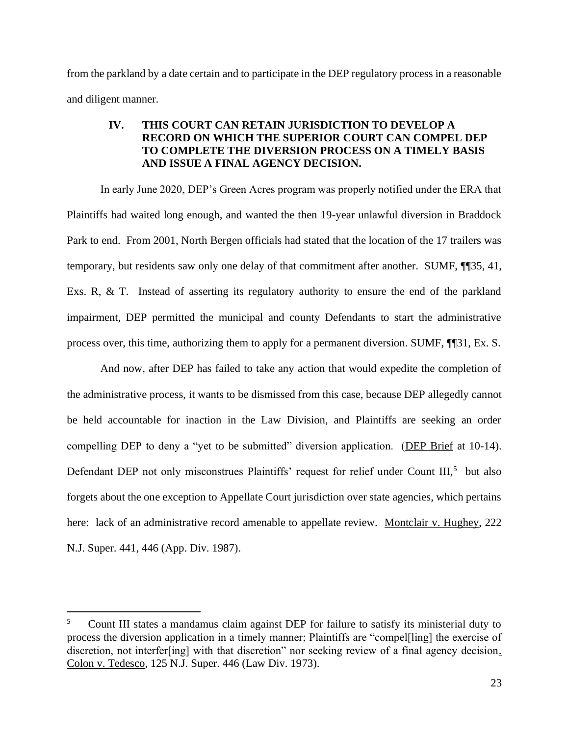from the parkland by a date certain and to participate in the DEP regulatory process in a reasonable and diligent manner.

## IV. THIS COURT CAN RETAIN JURISDICTION TO DEVELOP A RECORD ON WHICH THE SUPERIOR COURT CAN COMPEL DEP TO COMPLETE THE DIVERSION PROCESS ON A TIMELY BASIS AND ISSUE A FINAL AGENCY DECISION.

In early June 2020, DEP's Green Acres program was properly notified under the ERA that Plaintiffs had waited long enough, and wanted the then 19-year unlawful diversion in Braddock Park to end. From 2001, North Bergen officials had stated that the location of the 17 trailers was temporary, but residents saw only one delay of that commitment after another. SUMF, ¶¶35, 41, Exs. R, & T. Instead of asserting its regulatory authority to ensure the end of the parkland impairment, DEP permitted the municipal and county Defendants to start the administrative process over, this time, authorizing them to apply for a permanent diversion. SUMF, ¶¶31, Ex. S.

And now, after DEP has failed to take any action that would expedite the completion of the administrative process, it wants to be dismissed from this case, because DEP allegedly cannot be held accountable for inaction in the Law Division, and Plaintiffs are seeking an order compelling DEP to deny a "yet to be submitted" diversion application. (DEP Brief at 10-14). Defendant DEP not only misconstrues Plaintiffs' request for relief under Count III,[5] but also forgets about the one exception to Appellate Court jurisdiction over state agencies, which pertains here: lack of an administrative record amenable to appellate review. Montclair v. Hughey, 222 N.J. Super. 441, 446 (App. Div. 1987).

---

[5] Count III states a mandamus claim against DEP for failure to satisfy its ministerial duty to process the diversion application in a timely manner; Plaintiffs are "compel[ling] the exercise of discretion, not interfer[ing] with that discretion" nor seeking review of a final agency decision. Colon v. Tedesco, 125 N.J. Super. 446 (Law Div. 1973).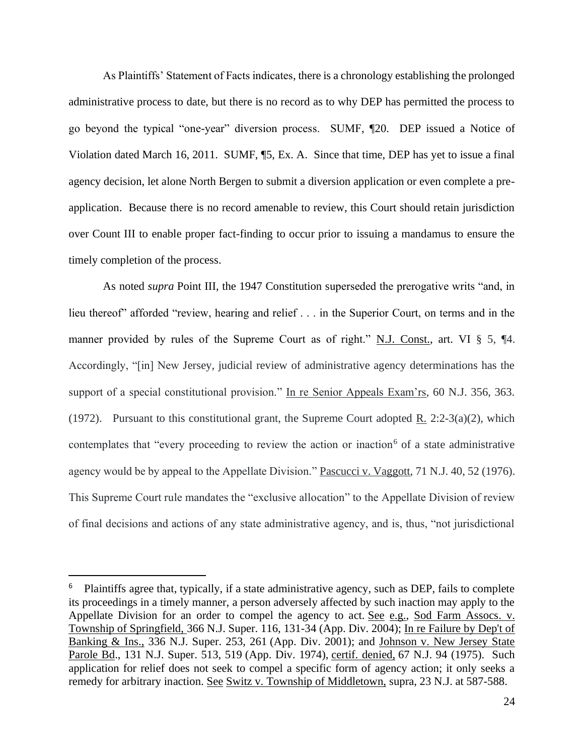As Plaintiffs' Statement of Facts indicates, there is a chronology establishing the prolonged administrative process to date, but there is no record as to why DEP has permitted the process to go beyond the typical "one-year" diversion process. SUMF, ¶20. DEP issued a Notice of Violation dated March 16, 2011. SUMF, ¶5, Ex. A. Since that time, DEP has yet to issue a final agency decision, let alone North Bergen to submit a diversion application or even complete a pre-application. Because there is no record amenable to review, this Court should retain jurisdiction over Count III to enable proper fact-finding to occur prior to issuing a mandamus to ensure the timely completion of the process.

As noted *supra* Point III, the 1947 Constitution superseded the prerogative writs "and, in lieu thereof" afforded "review, hearing and relief . . . in the Superior Court, on terms and in the manner provided by rules of the Supreme Court as of right." N.J. Const., art. VI § 5, ¶4. Accordingly, "[in] New Jersey, judicial review of administrative agency determinations has the support of a special constitutional provision." In re Senior Appeals Exam'rs, 60 N.J. 356, 363. (1972). Pursuant to this constitutional grant, the Supreme Court adopted R. 2:2-3(a)(2), which contemplates that "every proceeding to review the action or inaction[6] of a state administrative agency would be by appeal to the Appellate Division." Pascucci v. Vaggott, 71 N.J. 40, 52 (1976). This Supreme Court rule mandates the "exclusive allocation" to the Appellate Division of review of final decisions and actions of any state administrative agency, and is, thus, "not jurisdictional

---

[6] Plaintiffs agree that, typically, if a state administrative agency, such as DEP, fails to complete its proceedings in a timely manner, a person adversely affected by such inaction may apply to the Appellate Division for an order to compel the agency to act. See e.g., Sod Farm Assocs. v. Township of Springfield, 366 N.J. Super. 116, 131-34 (App. Div. 2004); In re Failure by Dep't of Banking & Ins., 336 N.J. Super. 253, 261 (App. Div. 2001); and Johnson v. New Jersey State Parole Bd., 131 N.J. Super. 513, 519 (App. Div. 1974), certif. denied, 67 N.J. 94 (1975). Such application for relief does not seek to compel a specific form of agency action; it only seeks a remedy for arbitrary inaction. See Switz v. Township of Middletown, supra, 23 N.J. at 587-588.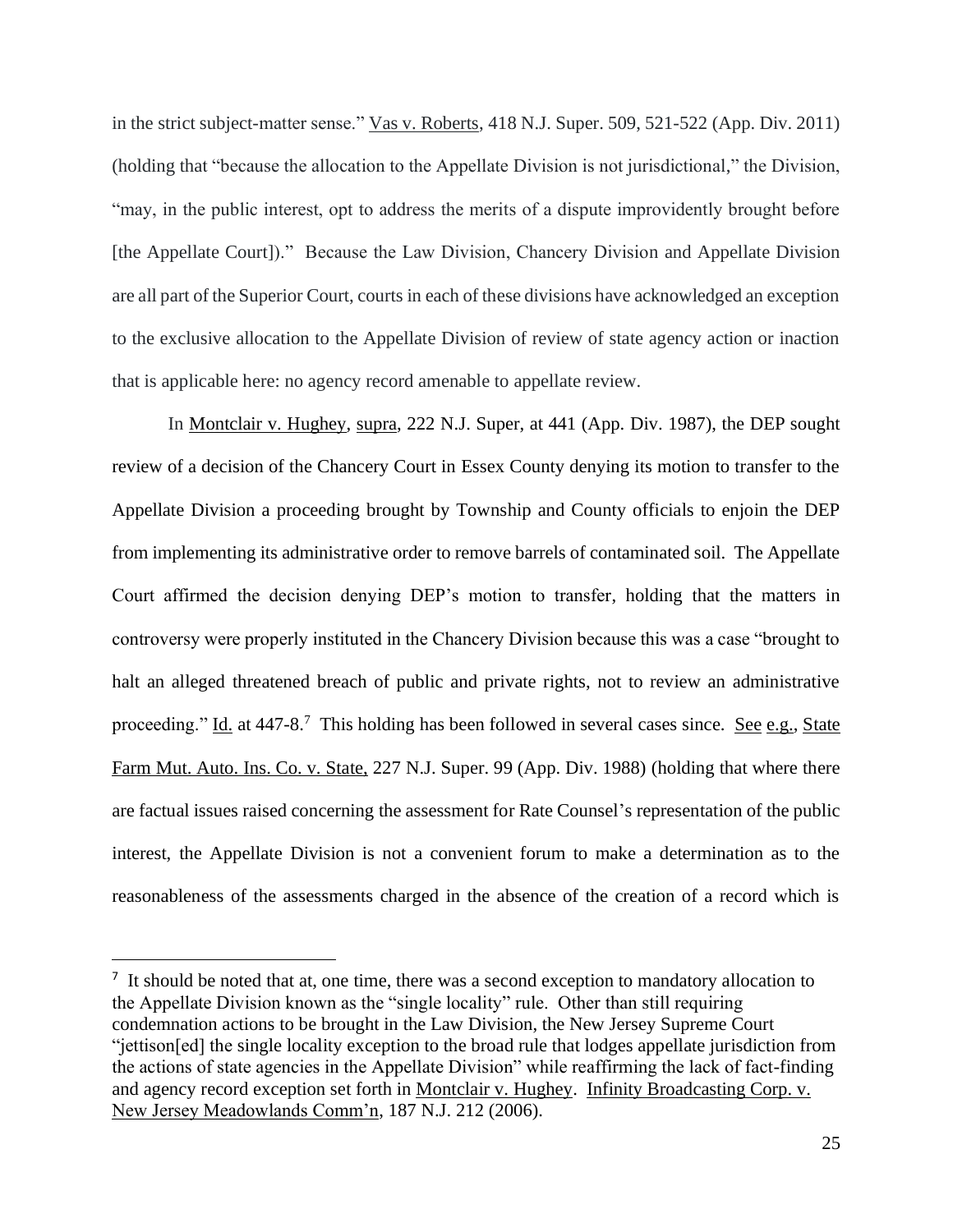in the strict subject-matter sense." Vas v. Roberts, 418 N.J. Super. 509, 521-522 (App. Div. 2011) (holding that "because the allocation to the Appellate Division is not jurisdictional," the Division, "may, in the public interest, opt to address the merits of a dispute improvidently brought before [the Appellate Court])." Because the Law Division, Chancery Division and Appellate Division are all part of the Superior Court, courts in each of these divisions have acknowledged an exception to the exclusive allocation to the Appellate Division of review of state agency action or inaction that is applicable here: no agency record amenable to appellate review.

In Montclair v. Hughey, supra, 222 N.J. Super, at 441 (App. Div. 1987), the DEP sought review of a decision of the Chancery Court in Essex County denying its motion to transfer to the Appellate Division a proceeding brought by Township and County officials to enjoin the DEP from implementing its administrative order to remove barrels of contaminated soil. The Appellate Court affirmed the decision denying DEP's motion to transfer, holding that the matters in controversy were properly instituted in the Chancery Division because this was a case "brought to halt an alleged threatened breach of public and private rights, not to review an administrative proceeding." Id. at 447-8.[7] This holding has been followed in several cases since. See e.g., State Farm Mut. Auto. Ins. Co. v. State, 227 N.J. Super. 99 (App. Div. 1988) (holding that where there are factual issues raised concerning the assessment for Rate Counsel's representation of the public interest, the Appellate Division is not a convenient forum to make a determination as to the reasonableness of the assessments charged in the absence of the creation of a record which is

---

[7] It should be noted that at, one time, there was a second exception to mandatory allocation to the Appellate Division known as the "single locality" rule. Other than still requiring condemnation actions to be brought in the Law Division, the New Jersey Supreme Court "jettison[ed] the single locality exception to the broad rule that lodges appellate jurisdiction from the actions of state agencies in the Appellate Division" while reaffirming the lack of fact-finding and agency record exception set forth in Montclair v. Hughey. Infinity Broadcasting Corp. v. New Jersey Meadowlands Comm'n, 187 N.J. 212 (2006).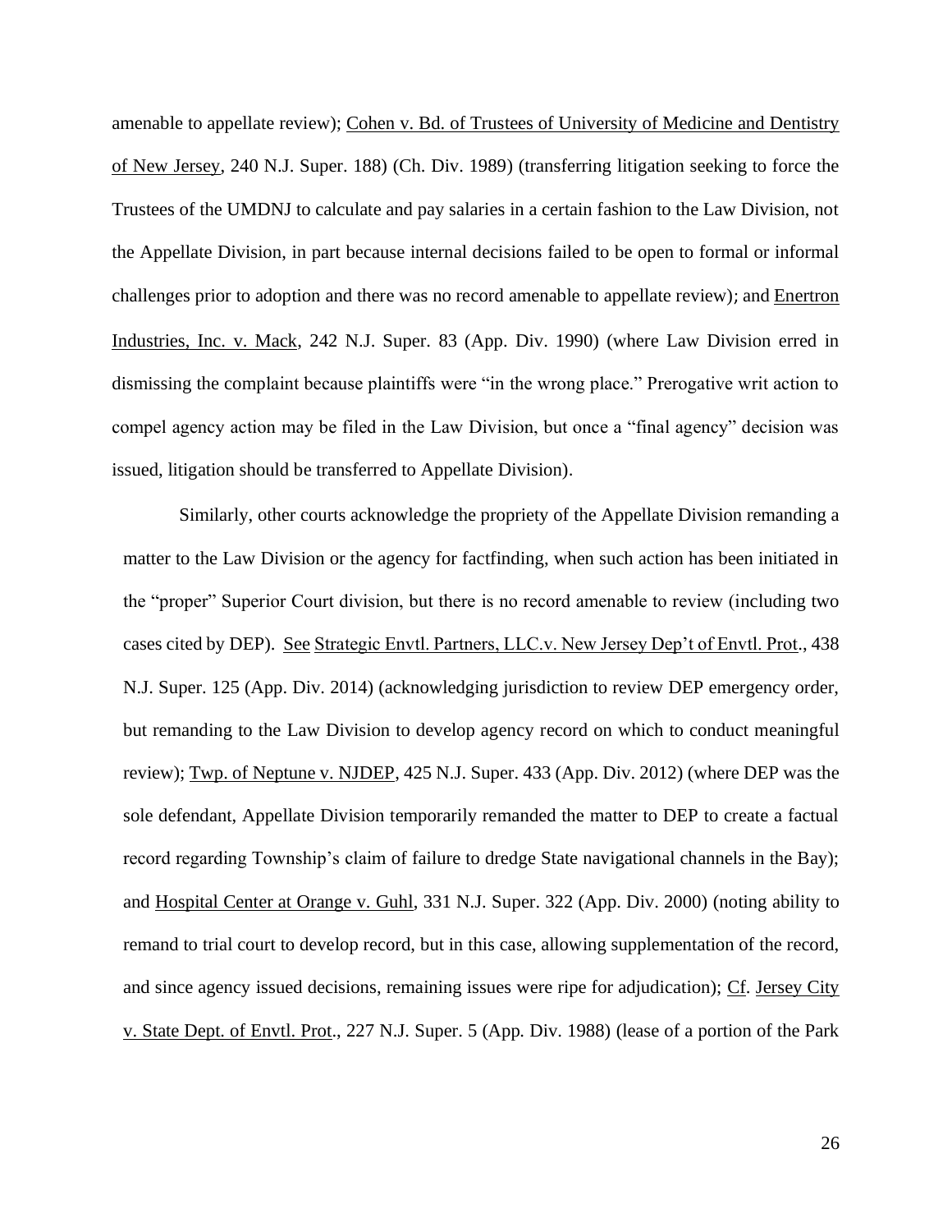amenable to appellate review); Cohen v. Bd. of Trustees of University of Medicine and Dentistry of New Jersey, 240 N.J. Super. 188) (Ch. Div. 1989) (transferring litigation seeking to force the Trustees of the UMDNJ to calculate and pay salaries in a certain fashion to the Law Division, not the Appellate Division, in part because internal decisions failed to be open to formal or informal challenges prior to adoption and there was no record amenable to appellate review); and Enertron Industries, Inc. v. Mack, 242 N.J. Super. 83 (App. Div. 1990) (where Law Division erred in dismissing the complaint because plaintiffs were "in the wrong place." Prerogative writ action to compel agency action may be filed in the Law Division, but once a "final agency" decision was issued, litigation should be transferred to Appellate Division).

Similarly, other courts acknowledge the propriety of the Appellate Division remanding a matter to the Law Division or the agency for factfinding, when such action has been initiated in the "proper" Superior Court division, but there is no record amenable to review (including two cases cited by DEP). See Strategic Envtl. Partners, LLC.v. New Jersey Dep't of Envtl. Prot., 438 N.J. Super. 125 (App. Div. 2014) (acknowledging jurisdiction to review DEP emergency order, but remanding to the Law Division to develop agency record on which to conduct meaningful review); Twp. of Neptune v. NJDEP, 425 N.J. Super. 433 (App. Div. 2012) (where DEP was the sole defendant, Appellate Division temporarily remanded the matter to DEP to create a factual record regarding Township's claim of failure to dredge State navigational channels in the Bay); and Hospital Center at Orange v. Guhl, 331 N.J. Super. 322 (App. Div. 2000) (noting ability to remand to trial court to develop record, but in this case, allowing supplementation of the record, and since agency issued decisions, remaining issues were ripe for adjudication); Cf. Jersey City v. State Dept. of Envtl. Prot., 227 N.J. Super. 5 (App. Div. 1988) (lease of a portion of the Park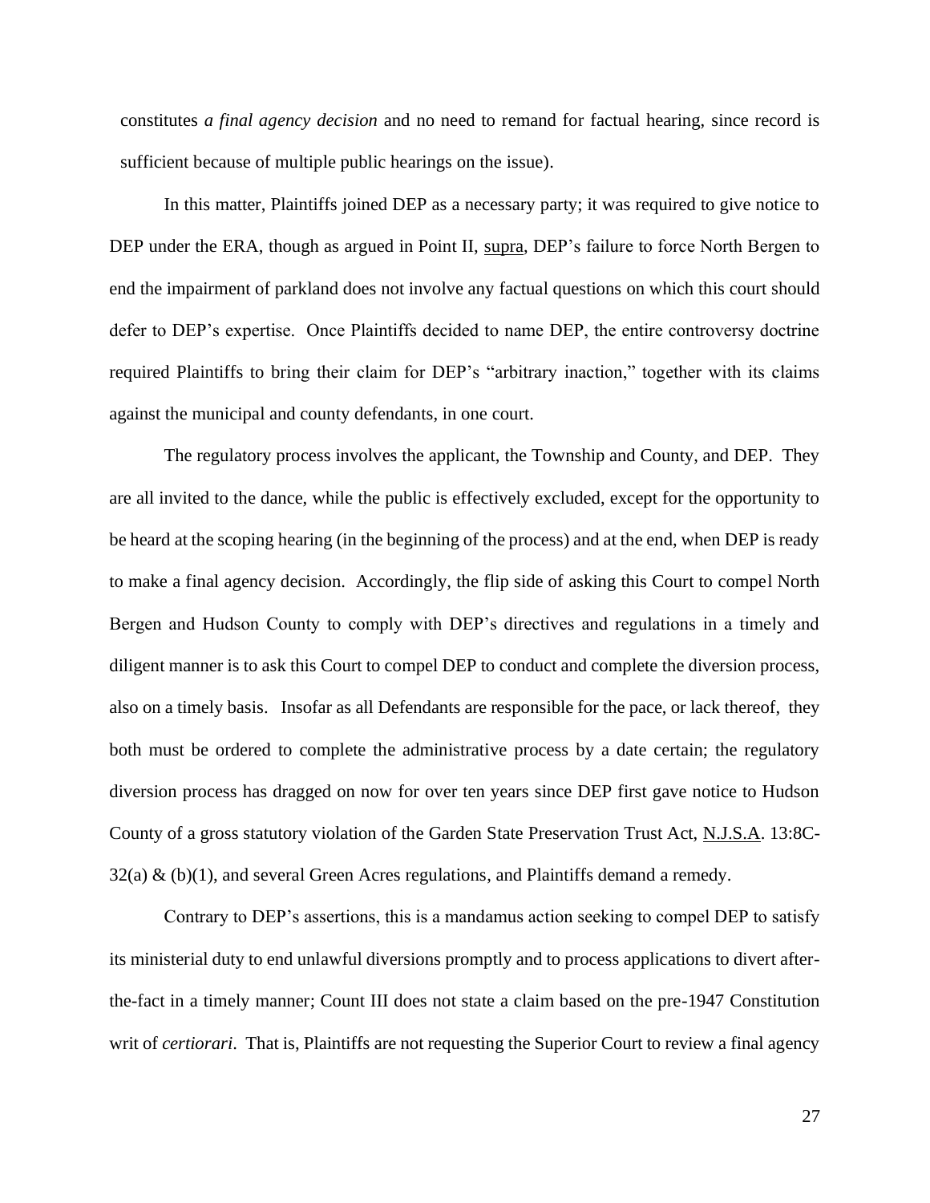constitutes *a final agency decision* and no need to remand for factual hearing, since record is sufficient because of multiple public hearings on the issue).

In this matter, Plaintiffs joined DEP as a necessary party; it was required to give notice to DEP under the ERA, though as argued in Point II, supra, DEP's failure to force North Bergen to end the impairment of parkland does not involve any factual questions on which this court should defer to DEP's expertise. Once Plaintiffs decided to name DEP, the entire controversy doctrine required Plaintiffs to bring their claim for DEP's "arbitrary inaction," together with its claims against the municipal and county defendants, in one court.

The regulatory process involves the applicant, the Township and County, and DEP. They are all invited to the dance, while the public is effectively excluded, except for the opportunity to be heard at the scoping hearing (in the beginning of the process) and at the end, when DEP is ready to make a final agency decision. Accordingly, the flip side of asking this Court to compel North Bergen and Hudson County to comply with DEP's directives and regulations in a timely and diligent manner is to ask this Court to compel DEP to conduct and complete the diversion process, also on a timely basis. Insofar as all Defendants are responsible for the pace, or lack thereof, they both must be ordered to complete the administrative process by a date certain; the regulatory diversion process has dragged on now for over ten years since DEP first gave notice to Hudson County of a gross statutory violation of the Garden State Preservation Trust Act, N.J.S.A. 13:8C-32(a) & (b)(1), and several Green Acres regulations, and Plaintiffs demand a remedy.

Contrary to DEP's assertions, this is a mandamus action seeking to compel DEP to satisfy its ministerial duty to end unlawful diversions promptly and to process applications to divert after-the-fact in a timely manner; Count III does not state a claim based on the pre-1947 Constitution writ of *certiorari*. That is, Plaintiffs are not requesting the Superior Court to review a final agency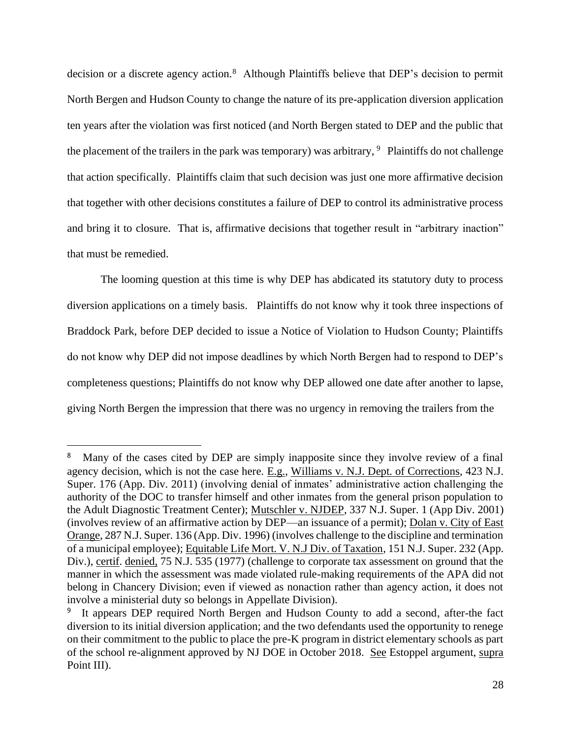decision or a discrete agency action.[8] Although Plaintiffs believe that DEP's decision to permit North Bergen and Hudson County to change the nature of its pre-application diversion application ten years after the violation was first noticed (and North Bergen stated to DEP and the public that the placement of the trailers in the park was temporary) was arbitrary, [9] Plaintiffs do not challenge that action specifically. Plaintiffs claim that such decision was just one more affirmative decision that together with other decisions constitutes a failure of DEP to control its administrative process and bring it to closure. That is, affirmative decisions that together result in "arbitrary inaction" that must be remedied.

The looming question at this time is why DEP has abdicated its statutory duty to process diversion applications on a timely basis. Plaintiffs do not know why it took three inspections of Braddock Park, before DEP decided to issue a Notice of Violation to Hudson County; Plaintiffs do not know why DEP did not impose deadlines by which North Bergen had to respond to DEP's completeness questions; Plaintiffs do not know why DEP allowed one date after another to lapse, giving North Bergen the impression that there was no urgency in removing the trailers from the

---

[8] Many of the cases cited by DEP are simply inapposite since they involve review of a final agency decision, which is not the case here. E.g., Williams v. N.J. Dept. of Corrections, 423 N.J. Super. 176 (App. Div. 2011) (involving denial of inmates' administrative action challenging the authority of the DOC to transfer himself and other inmates from the general prison population to the Adult Diagnostic Treatment Center); Mutschler v. NJDEP, 337 N.J. Super. 1 (App Div. 2001) (involves review of an affirmative action by DEP—an issuance of a permit); Dolan v. City of East Orange, 287 N.J. Super. 136 (App. Div. 1996) (involves challenge to the discipline and termination of a municipal employee); Equitable Life Mort. V. N.J Div. of Taxation, 151 N.J. Super. 232 (App. Div.), certif. denied, 75 N.J. 535 (1977) (challenge to corporate tax assessment on ground that the manner in which the assessment was made violated rule-making requirements of the APA did not belong in Chancery Division; even if viewed as nonaction rather than agency action, it does not involve a ministerial duty so belongs in Appellate Division).

[9] It appears DEP required North Bergen and Hudson County to add a second, after-the fact diversion to its initial diversion application; and the two defendants used the opportunity to renege on their commitment to the public to place the pre-K program in district elementary schools as part of the school re-alignment approved by NJ DOE in October 2018. See Estoppel argument, supra Point III).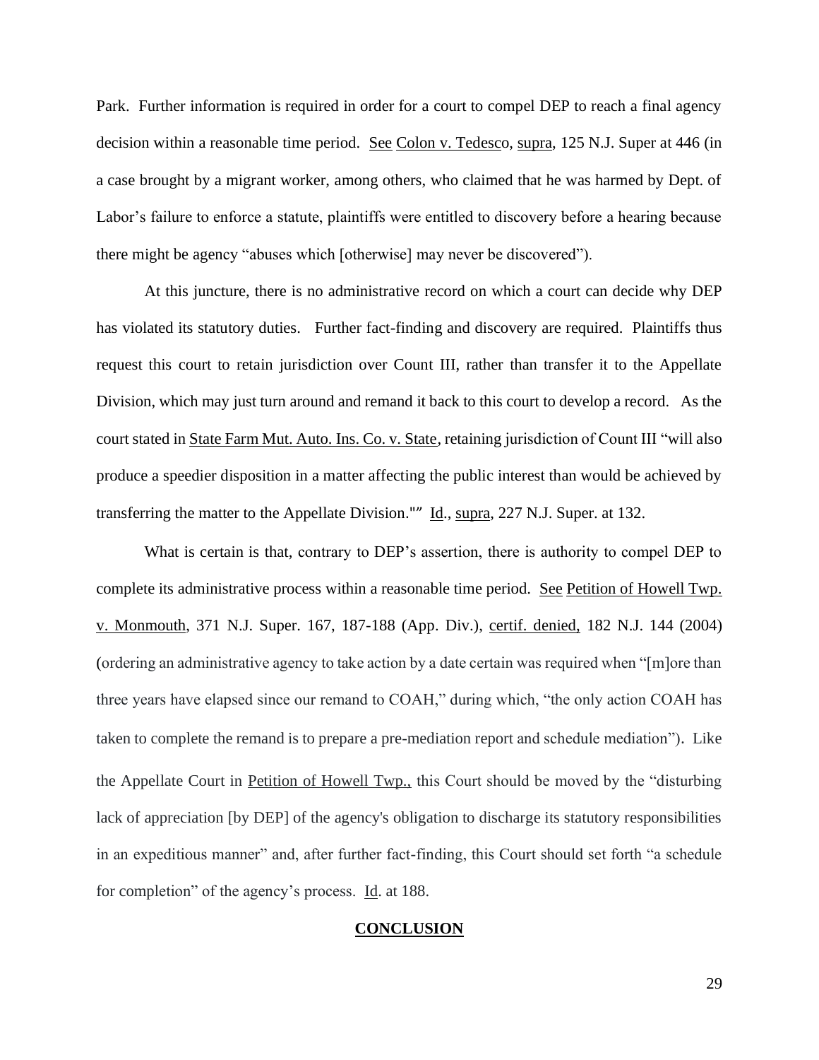Park. Further information is required in order for a court to compel DEP to reach a final agency decision within a reasonable time period. See Colon v. Tedesco, supra, 125 N.J. Super at 446 (in a case brought by a migrant worker, among others, who claimed that he was harmed by Dept. of Labor's failure to enforce a statute, plaintiffs were entitled to discovery before a hearing because there might be agency "abuses which [otherwise] may never be discovered").

At this juncture, there is no administrative record on which a court can decide why DEP has violated its statutory duties. Further fact-finding and discovery are required. Plaintiffs thus request this court to retain jurisdiction over Count III, rather than transfer it to the Appellate Division, which may just turn around and remand it back to this court to develop a record. As the court stated in State Farm Mut. Auto. Ins. Co. v. State, retaining jurisdiction of Count III "will also produce a speedier disposition in a matter affecting the public interest than would be achieved by transferring the matter to the Appellate Division."" Id., supra, 227 N.J. Super. at 132.

What is certain is that, contrary to DEP's assertion, there is authority to compel DEP to complete its administrative process within a reasonable time period. See Petition of Howell Twp. v. Monmouth, 371 N.J. Super. 167, 187-188 (App. Div.), certif. denied, 182 N.J. 144 (2004) (ordering an administrative agency to take action by a date certain was required when "[m]ore than three years have elapsed since our remand to COAH," during which, "the only action COAH has taken to complete the remand is to prepare a pre-mediation report and schedule mediation"). Like the Appellate Court in Petition of Howell Twp., this Court should be moved by the "disturbing lack of appreciation [by DEP] of the agency's obligation to discharge its statutory responsibilities in an expeditious manner" and, after further fact-finding, this Court should set forth "a schedule for completion" of the agency's process. Id. at 188.

## CONCLUSION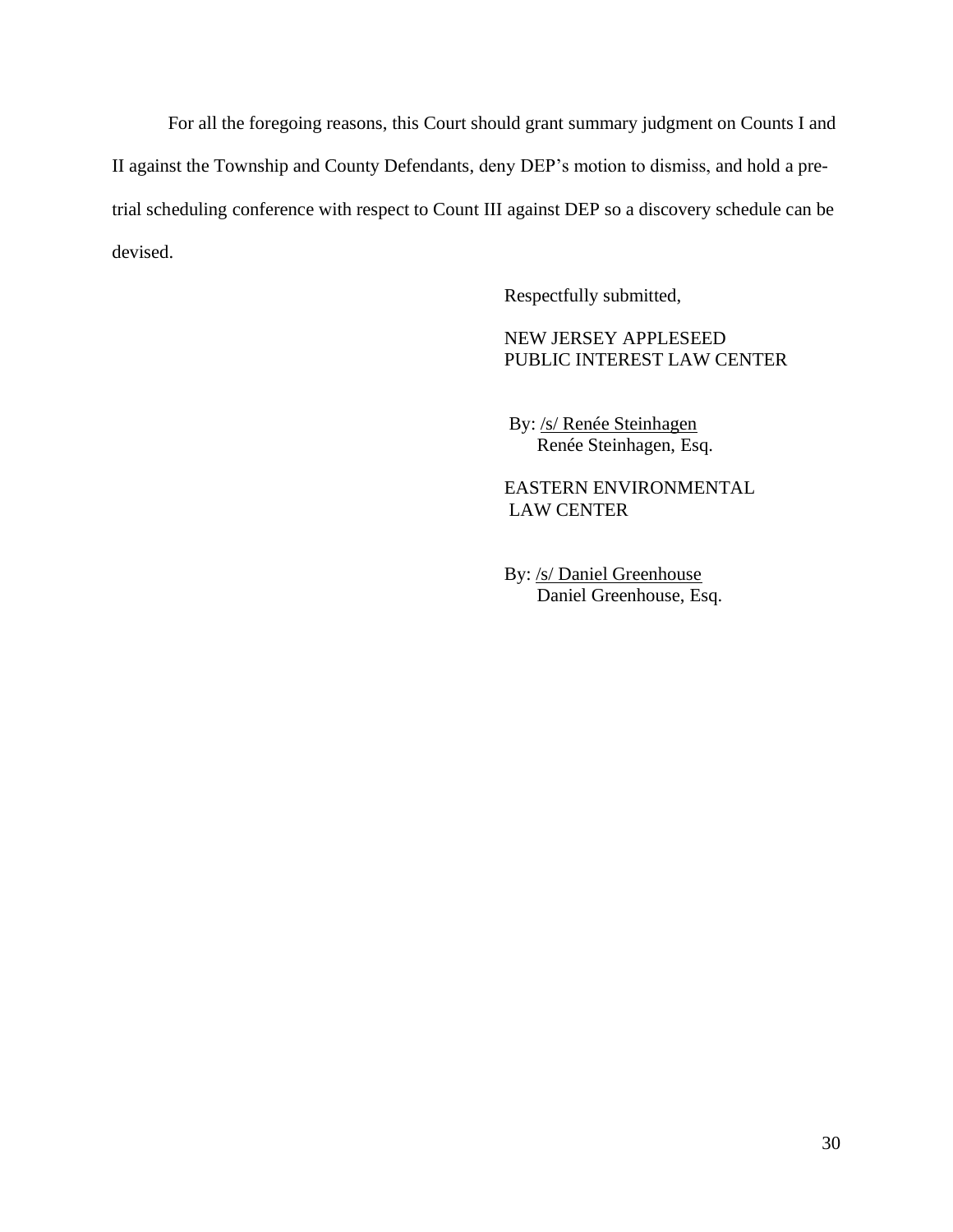For all the foregoing reasons, this Court should grant summary judgment on Counts I and II against the Township and County Defendants, deny DEP's motion to dismiss, and hold a pre-trial scheduling conference with respect to Count III against DEP so a discovery schedule can be devised.

Respectfully submitted,

NEW JERSEY APPLESEED
PUBLIC INTEREST LAW CENTER

By: /s/ Renée Steinhagen
Renée Steinhagen, Esq.

EASTERN ENVIRONMENTAL
LAW CENTER

By: /s/ Daniel Greenhouse
Daniel Greenhouse, Esq.